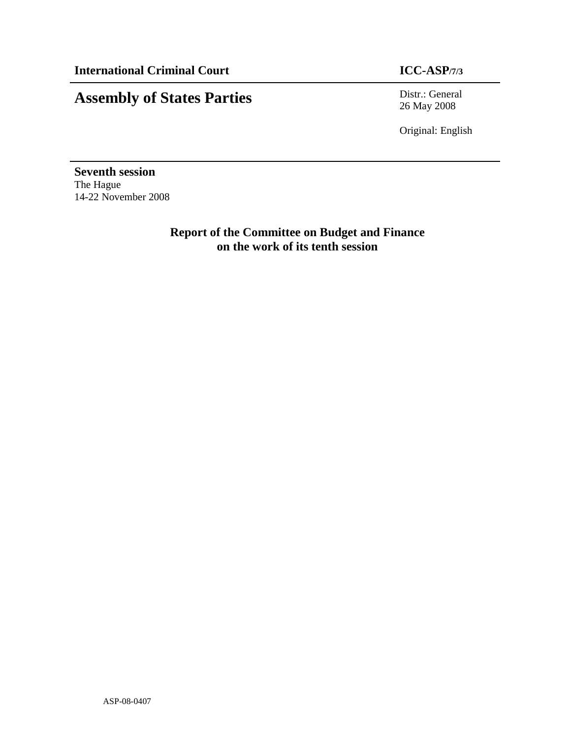**International Criminal Court** **ICC-ASP/7/3**

# Assembly of States Parties

Distr.: General
26 May 2008

Original: English

**Seventh session**
The Hague
14-22 November 2008

## Report of the Committee on Budget and Finance on the work of its tenth session

ASP-08-0407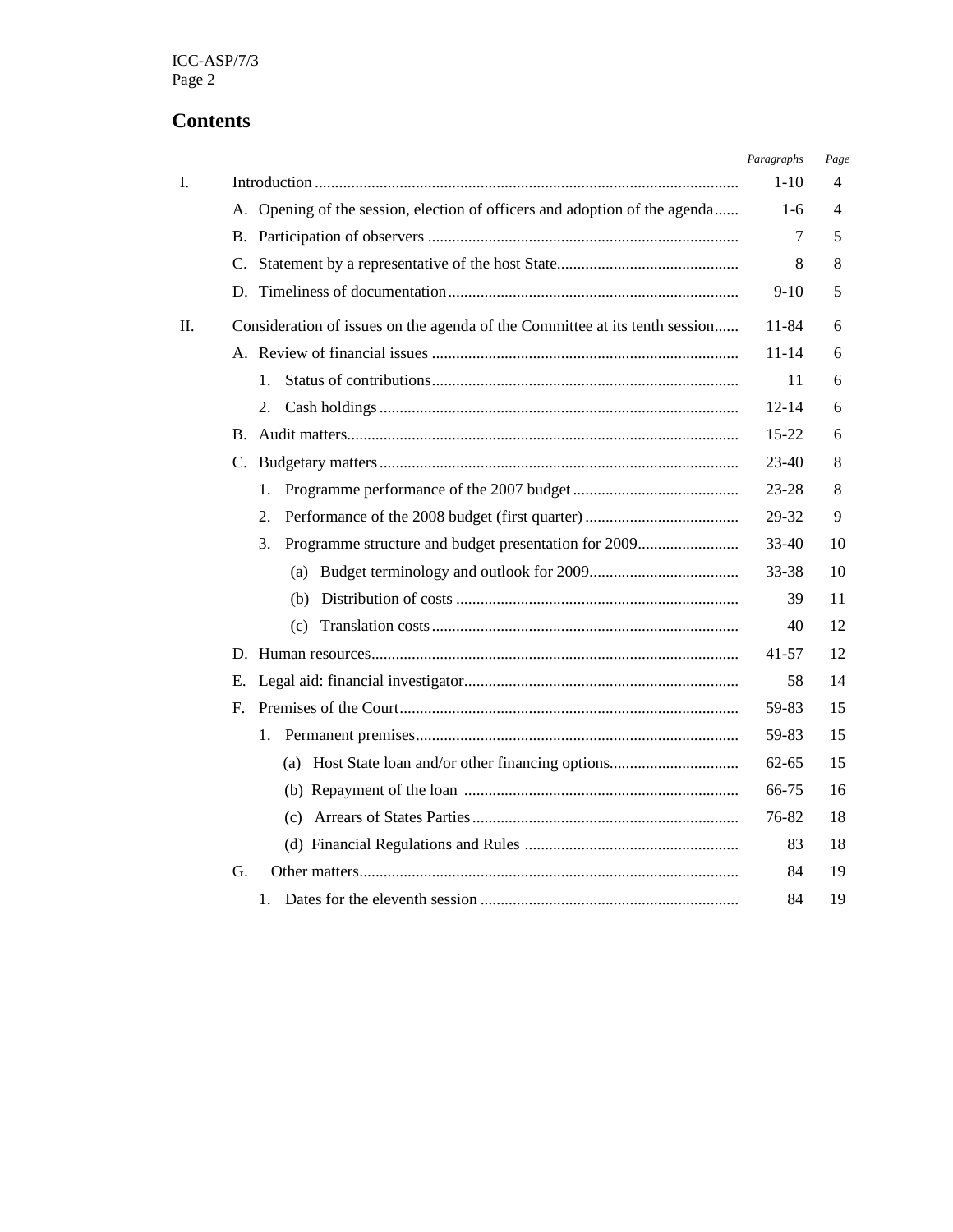# Contents

| | | Paragraphs | Page |
|---|---|---|---|
| I. | Introduction | 1-10 | 4 |
| | A. Opening of the session, election of officers and adoption of the agenda | 1-6 | 4 |
| | B. Participation of observers | 7 | 5 |
| | C. Statement by a representative of the host State | 8 | 8 |
| | D. Timeliness of documentation | 9-10 | 5 |
| II. | Consideration of issues on the agenda of the Committee at its tenth session | 11-84 | 6 |
| | A. Review of financial issues | 11-14 | 6 |
| | 1. Status of contributions | 11 | 6 |
| | 2. Cash holdings | 12-14 | 6 |
| | B. Audit matters | 15-22 | 6 |
| | C. Budgetary matters | 23-40 | 8 |
| | 1. Programme performance of the 2007 budget | 23-28 | 8 |
| | 2. Performance of the 2008 budget (first quarter) | 29-32 | 9 |
| | 3. Programme structure and budget presentation for 2009 | 33-40 | 10 |
| | (a) Budget terminology and outlook for 2009 | 33-38 | 10 |
| | (b) Distribution of costs | 39 | 11 |
| | (c) Translation costs | 40 | 12 |
| | D. Human resources | 41-57 | 12 |
| | E. Legal aid: financial investigator | 58 | 14 |
| | F. Premises of the Court | 59-83 | 15 |
| | 1. Permanent premises | 59-83 | 15 |
| | (a) Host State loan and/or other financing options | 62-65 | 15 |
| | (b) Repayment of the loan | 66-75 | 16 |
| | (c) Arrears of States Parties | 76-82 | 18 |
| | (d) Financial Regulations and Rules | 83 | 18 |
| | G. Other matters | 84 | 19 |
| | 1. Dates for the eleventh session | 84 | 19 |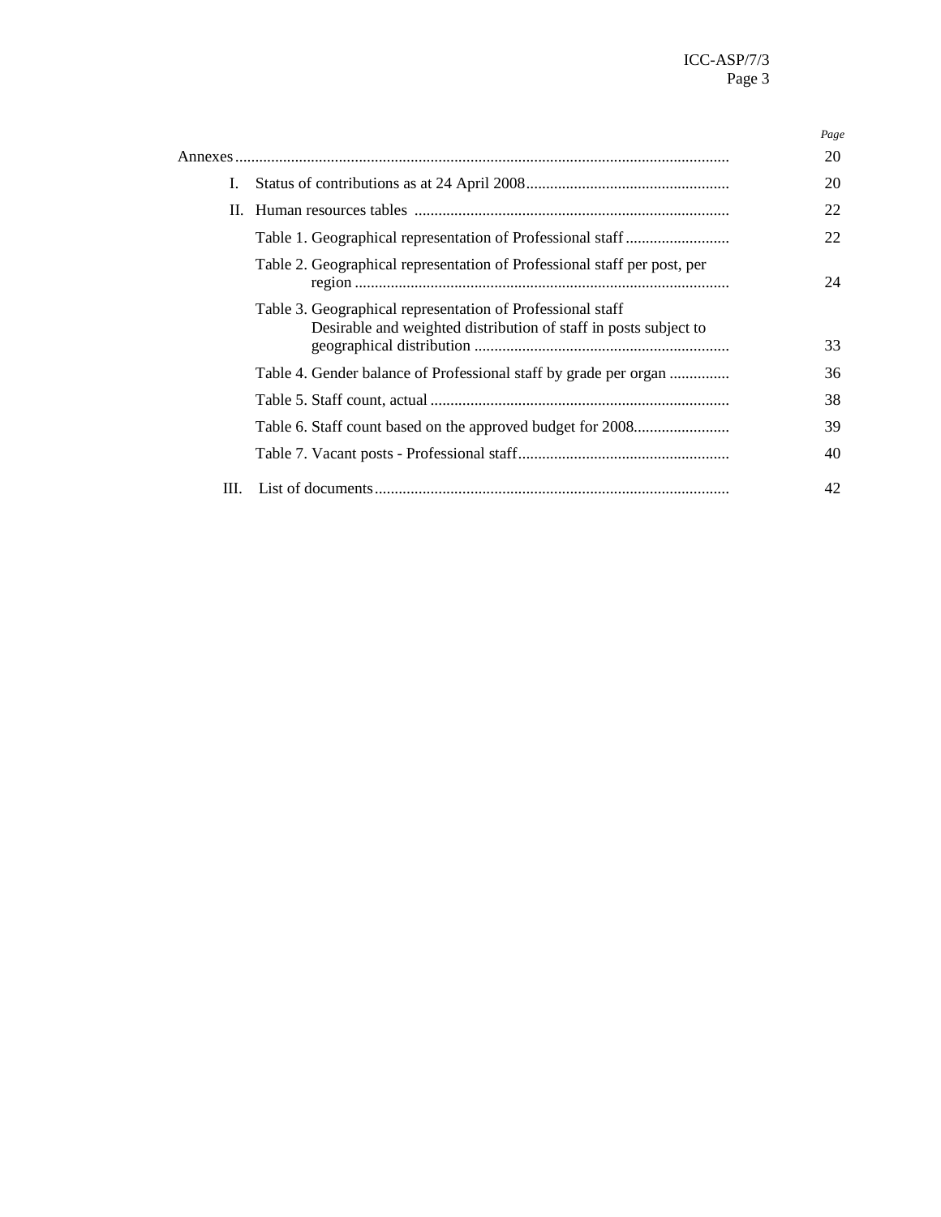| | | Page |
|---|---|---|
| Annexes | | 20 |
| I. | Status of contributions as at 24 April 2008 | 20 |
| II. | Human resources tables | 22 |
| | Table 1. Geographical representation of Professional staff | 22 |
| | Table 2. Geographical representation of Professional staff per post, per region | 24 |
| | Table 3. Geographical representation of Professional staff Desirable and weighted distribution of staff in posts subject to geographical distribution | 33 |
| | Table 4. Gender balance of Professional staff by grade per organ | 36 |
| | Table 5. Staff count, actual | 38 |
| | Table 6. Staff count based on the approved budget for 2008 | 39 |
| | Table 7. Vacant posts - Professional staff | 40 |
| III. | List of documents | 42 |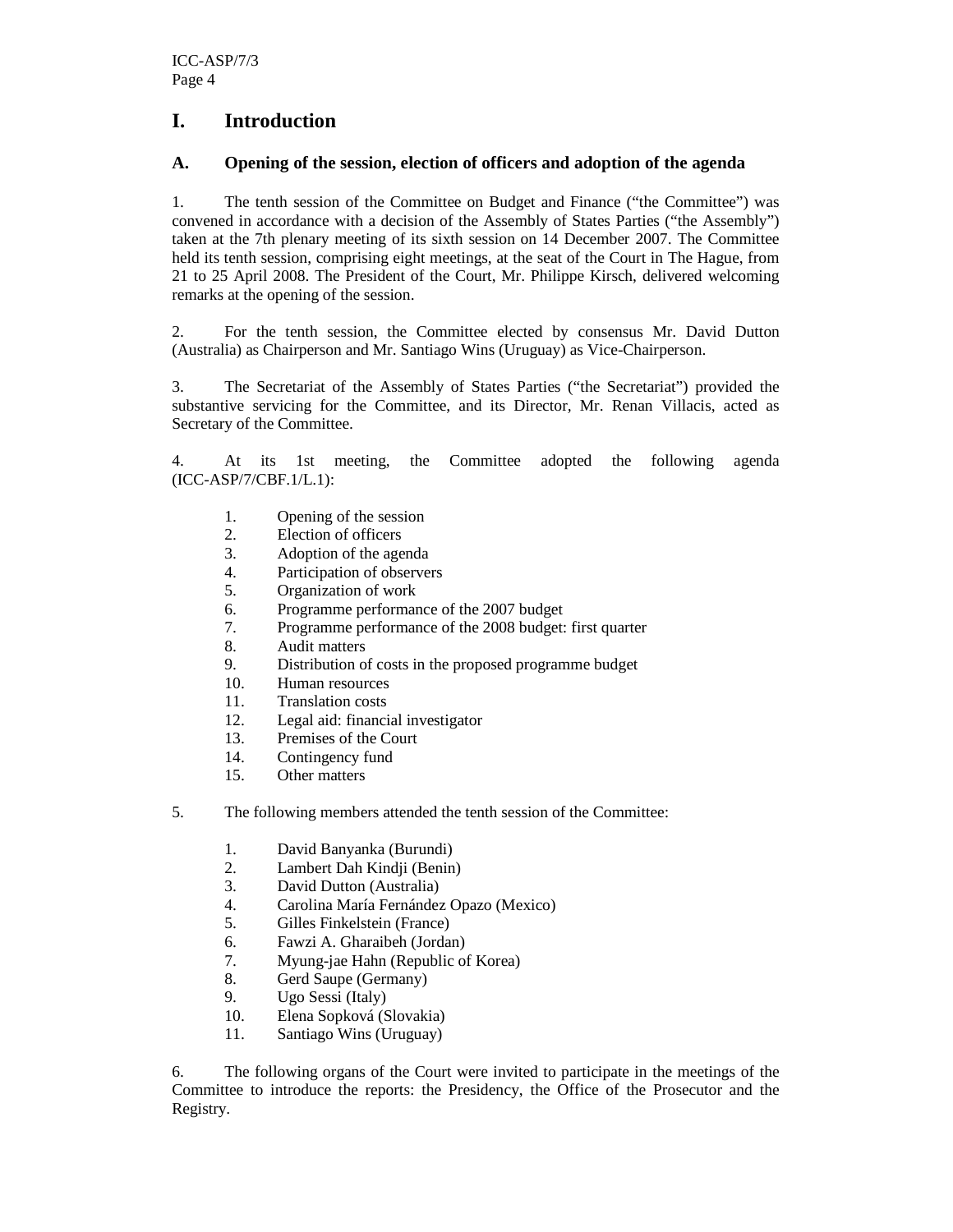# I. Introduction

## A. Opening of the session, election of officers and adoption of the agenda

1. The tenth session of the Committee on Budget and Finance ("the Committee") was convened in accordance with a decision of the Assembly of States Parties ("the Assembly") taken at the 7th plenary meeting of its sixth session on 14 December 2007. The Committee held its tenth session, comprising eight meetings, at the seat of the Court in The Hague, from 21 to 25 April 2008. The President of the Court, Mr. Philippe Kirsch, delivered welcoming remarks at the opening of the session.

2. For the tenth session, the Committee elected by consensus Mr. David Dutton (Australia) as Chairperson and Mr. Santiago Wins (Uruguay) as Vice-Chairperson.

3. The Secretariat of the Assembly of States Parties ("the Secretariat") provided the substantive servicing for the Committee, and its Director, Mr. Renan Villacis, acted as Secretary of the Committee.

4. At its 1st meeting, the Committee adopted the following agenda (ICC-ASP/7/CBF.1/L.1):

1. Opening of the session
2. Election of officers
3. Adoption of the agenda
4. Participation of observers
5. Organization of work
6. Programme performance of the 2007 budget
7. Programme performance of the 2008 budget: first quarter
8. Audit matters
9. Distribution of costs in the proposed programme budget
10. Human resources
11. Translation costs
12. Legal aid: financial investigator
13. Premises of the Court
14. Contingency fund
15. Other matters

5. The following members attended the tenth session of the Committee:

1. David Banyanka (Burundi)
2. Lambert Dah Kindji (Benin)
3. David Dutton (Australia)
4. Carolina María Fernández Opazo (Mexico)
5. Gilles Finkelstein (France)
6. Fawzi A. Gharaibeh (Jordan)
7. Myung-jae Hahn (Republic of Korea)
8. Gerd Saupe (Germany)
9. Ugo Sessi (Italy)
10. Elena Sopková (Slovakia)
11. Santiago Wins (Uruguay)

6. The following organs of the Court were invited to participate in the meetings of the Committee to introduce the reports: the Presidency, the Office of the Prosecutor and the Registry.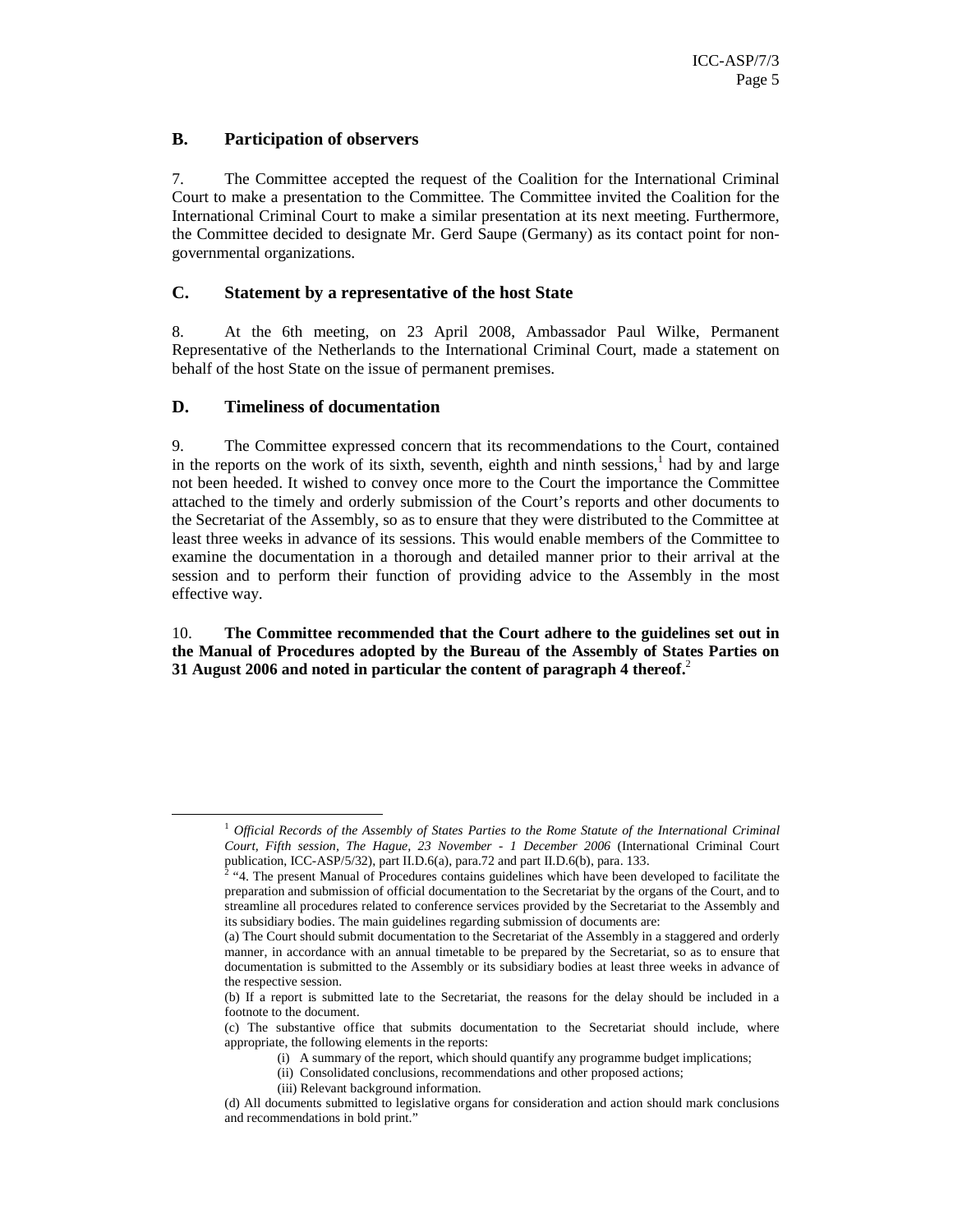## B. Participation of observers

7. The Committee accepted the request of the Coalition for the International Criminal Court to make a presentation to the Committee. The Committee invited the Coalition for the International Criminal Court to make a similar presentation at its next meeting. Furthermore, the Committee decided to designate Mr. Gerd Saupe (Germany) as its contact point for non-governmental organizations.

## C. Statement by a representative of the host State

8. At the 6th meeting, on 23 April 2008, Ambassador Paul Wilke, Permanent Representative of the Netherlands to the International Criminal Court, made a statement on behalf of the host State on the issue of permanent premises.

## D. Timeliness of documentation

9. The Committee expressed concern that its recommendations to the Court, contained in the reports on the work of its sixth, seventh, eighth and ninth sessions,[1] had by and large not been heeded. It wished to convey once more to the Court the importance the Committee attached to the timely and orderly submission of the Court's reports and other documents to the Secretariat of the Assembly, so as to ensure that they were distributed to the Committee at least three weeks in advance of its sessions. This would enable members of the Committee to examine the documentation in a thorough and detailed manner prior to their arrival at the session and to perform their function of providing advice to the Assembly in the most effective way.

10. **The Committee recommended that the Court adhere to the guidelines set out in the Manual of Procedures adopted by the Bureau of the Assembly of States Parties on 31 August 2006 and noted in particular the content of paragraph 4 thereof.**[2]

---

[1] *Official Records of the Assembly of States Parties to the Rome Statute of the International Criminal Court, Fifth session, The Hague, 23 November - 1 December 2006* (International Criminal Court publication, ICC-ASP/5/32), part II.D.6(a), para.72 and part II.D.6(b), para. 133.

[2] "4. The present Manual of Procedures contains guidelines which have been developed to facilitate the preparation and submission of official documentation to the Secretariat by the organs of the Court, and to streamline all procedures related to conference services provided by the Secretariat to the Assembly and its subsidiary bodies. The main guidelines regarding submission of documents are:

(a) The Court should submit documentation to the Secretariat of the Assembly in a staggered and orderly manner, in accordance with an annual timetable to be prepared by the Secretariat, so as to ensure that documentation is submitted to the Assembly or its subsidiary bodies at least three weeks in advance of the respective session.

(b) If a report is submitted late to the Secretariat, the reasons for the delay should be included in a footnote to the document.

(c) The substantive office that submits documentation to the Secretariat should include, where appropriate, the following elements in the reports:

(i) A summary of the report, which should quantify any programme budget implications;

(ii) Consolidated conclusions, recommendations and other proposed actions;

(iii) Relevant background information.

(d) All documents submitted to legislative organs for consideration and action should mark conclusions and recommendations in bold print."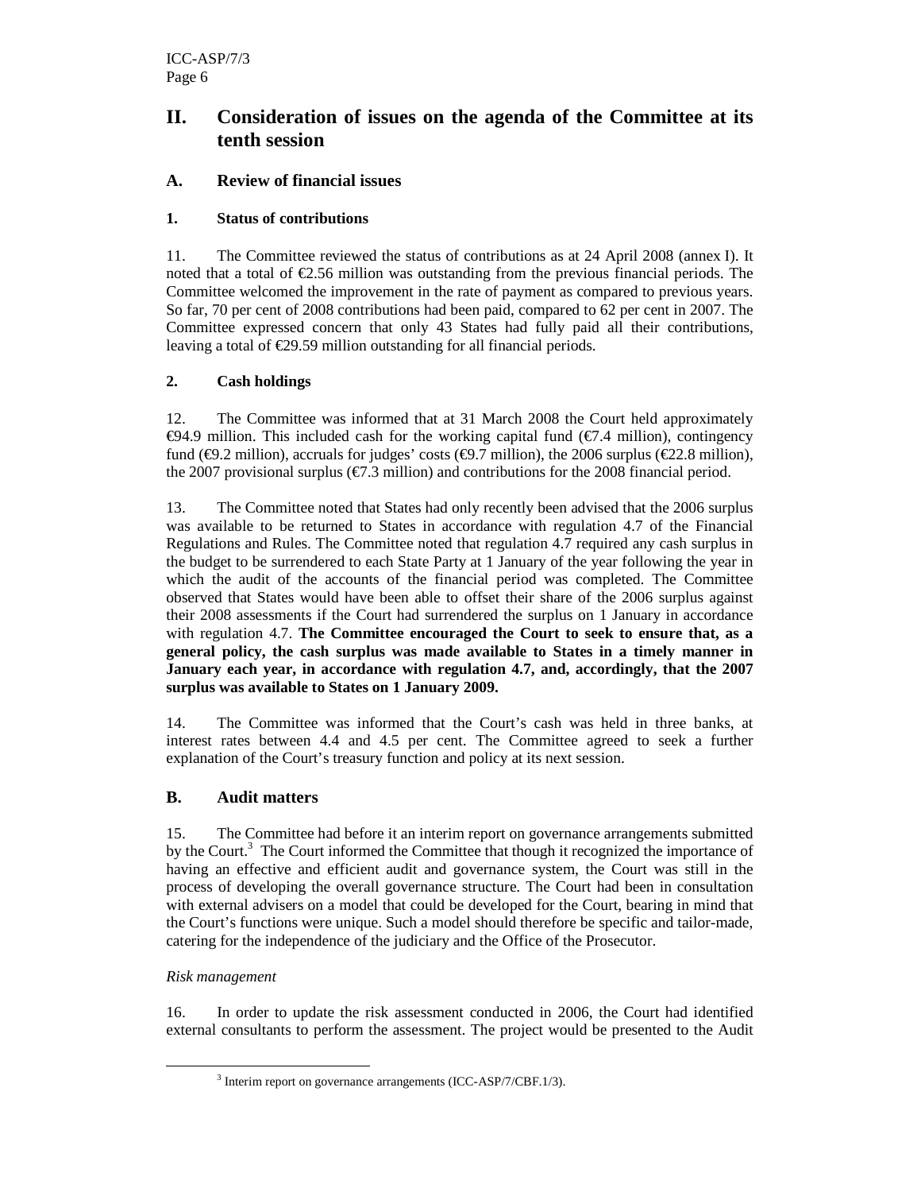# II. Consideration of issues on the agenda of the Committee at its tenth session

## A. Review of financial issues

### 1. Status of contributions

11. The Committee reviewed the status of contributions as at 24 April 2008 (annex I). It noted that a total of €2.56 million was outstanding from the previous financial periods. The Committee welcomed the improvement in the rate of payment as compared to previous years. So far, 70 per cent of 2008 contributions had been paid, compared to 62 per cent in 2007. The Committee expressed concern that only 43 States had fully paid all their contributions, leaving a total of €29.59 million outstanding for all financial periods.

### 2. Cash holdings

12. The Committee was informed that at 31 March 2008 the Court held approximately €94.9 million. This included cash for the working capital fund (€7.4 million), contingency fund (€9.2 million), accruals for judges' costs (€9.7 million), the 2006 surplus (€22.8 million), the 2007 provisional surplus (€7.3 million) and contributions for the 2008 financial period.

13. The Committee noted that States had only recently been advised that the 2006 surplus was available to be returned to States in accordance with regulation 4.7 of the Financial Regulations and Rules. The Committee noted that regulation 4.7 required any cash surplus in the budget to be surrendered to each State Party at 1 January of the year following the year in which the audit of the accounts of the financial period was completed. The Committee observed that States would have been able to offset their share of the 2006 surplus against their 2008 assessments if the Court had surrendered the surplus on 1 January in accordance with regulation 4.7. **The Committee encouraged the Court to seek to ensure that, as a general policy, the cash surplus was made available to States in a timely manner in January each year, in accordance with regulation 4.7, and, accordingly, that the 2007 surplus was available to States on 1 January 2009.**

14. The Committee was informed that the Court's cash was held in three banks, at interest rates between 4.4 and 4.5 per cent. The Committee agreed to seek a further explanation of the Court's treasury function and policy at its next session.

## B. Audit matters

15. The Committee had before it an interim report on governance arrangements submitted by the Court.[3] The Court informed the Committee that though it recognized the importance of having an effective and efficient audit and governance system, the Court was still in the process of developing the overall governance structure. The Court had been in consultation with external advisers on a model that could be developed for the Court, bearing in mind that the Court's functions were unique. Such a model should therefore be specific and tailor-made, catering for the independence of the judiciary and the Office of the Prosecutor.

*Risk management*

16. In order to update the risk assessment conducted in 2006, the Court had identified external consultants to perform the assessment. The project would be presented to the Audit

[3] Interim report on governance arrangements (ICC-ASP/7/CBF.1/3).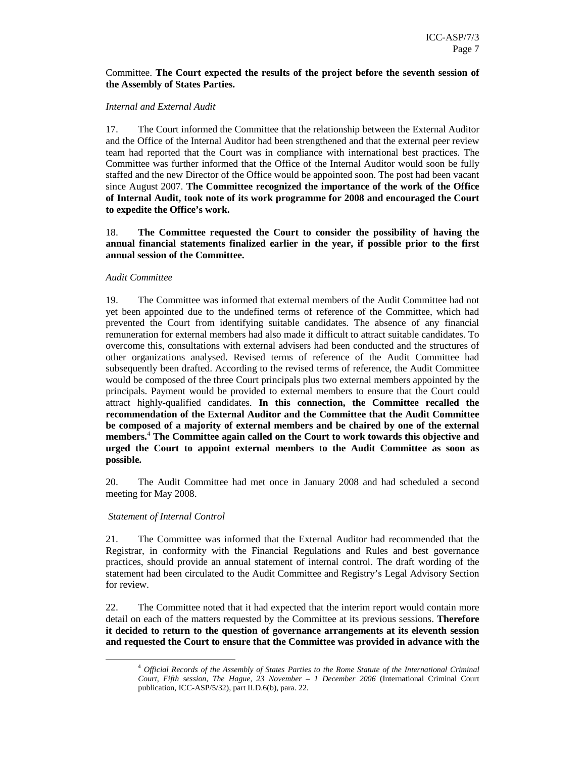Committee. **The Court expected the results of the project before the seventh session of the Assembly of States Parties.**

*Internal and External Audit*

17. The Court informed the Committee that the relationship between the External Auditor and the Office of the Internal Auditor had been strengthened and that the external peer review team had reported that the Court was in compliance with international best practices. The Committee was further informed that the Office of the Internal Auditor would soon be fully staffed and the new Director of the Office would be appointed soon. The post had been vacant since August 2007. **The Committee recognized the importance of the work of the Office of Internal Audit, took note of its work programme for 2008 and encouraged the Court to expedite the Office's work.**

18. **The Committee requested the Court to consider the possibility of having the annual financial statements finalized earlier in the year, if possible prior to the first annual session of the Committee.**

*Audit Committee*

19. The Committee was informed that external members of the Audit Committee had not yet been appointed due to the undefined terms of reference of the Committee, which had prevented the Court from identifying suitable candidates. The absence of any financial remuneration for external members had also made it difficult to attract suitable candidates. To overcome this, consultations with external advisers had been conducted and the structures of other organizations analysed. Revised terms of reference of the Audit Committee had subsequently been drafted. According to the revised terms of reference, the Audit Committee would be composed of the three Court principals plus two external members appointed by the principals. Payment would be provided to external members to ensure that the Court could attract highly-qualified candidates. **In this connection, the Committee recalled the recommendation of the External Auditor and the Committee that the Audit Committee be composed of a majority of external members and be chaired by one of the external members.**[4] **The Committee again called on the Court to work towards this objective and urged the Court to appoint external members to the Audit Committee as soon as possible.**

20. The Audit Committee had met once in January 2008 and had scheduled a second meeting for May 2008.

*Statement of Internal Control*

21. The Committee was informed that the External Auditor had recommended that the Registrar, in conformity with the Financial Regulations and Rules and best governance practices, should provide an annual statement of internal control. The draft wording of the statement had been circulated to the Audit Committee and Registry's Legal Advisory Section for review.

22. The Committee noted that it had expected that the interim report would contain more detail on each of the matters requested by the Committee at its previous sessions. **Therefore it decided to return to the question of governance arrangements at its eleventh session and requested the Court to ensure that the Committee was provided in advance with the**

---

[4] *Official Records of the Assembly of States Parties to the Rome Statute of the International Criminal Court, Fifth session, The Hague, 23 November – 1 December 2006* (International Criminal Court publication, ICC-ASP/5/32), part II.D.6(b), para. 22.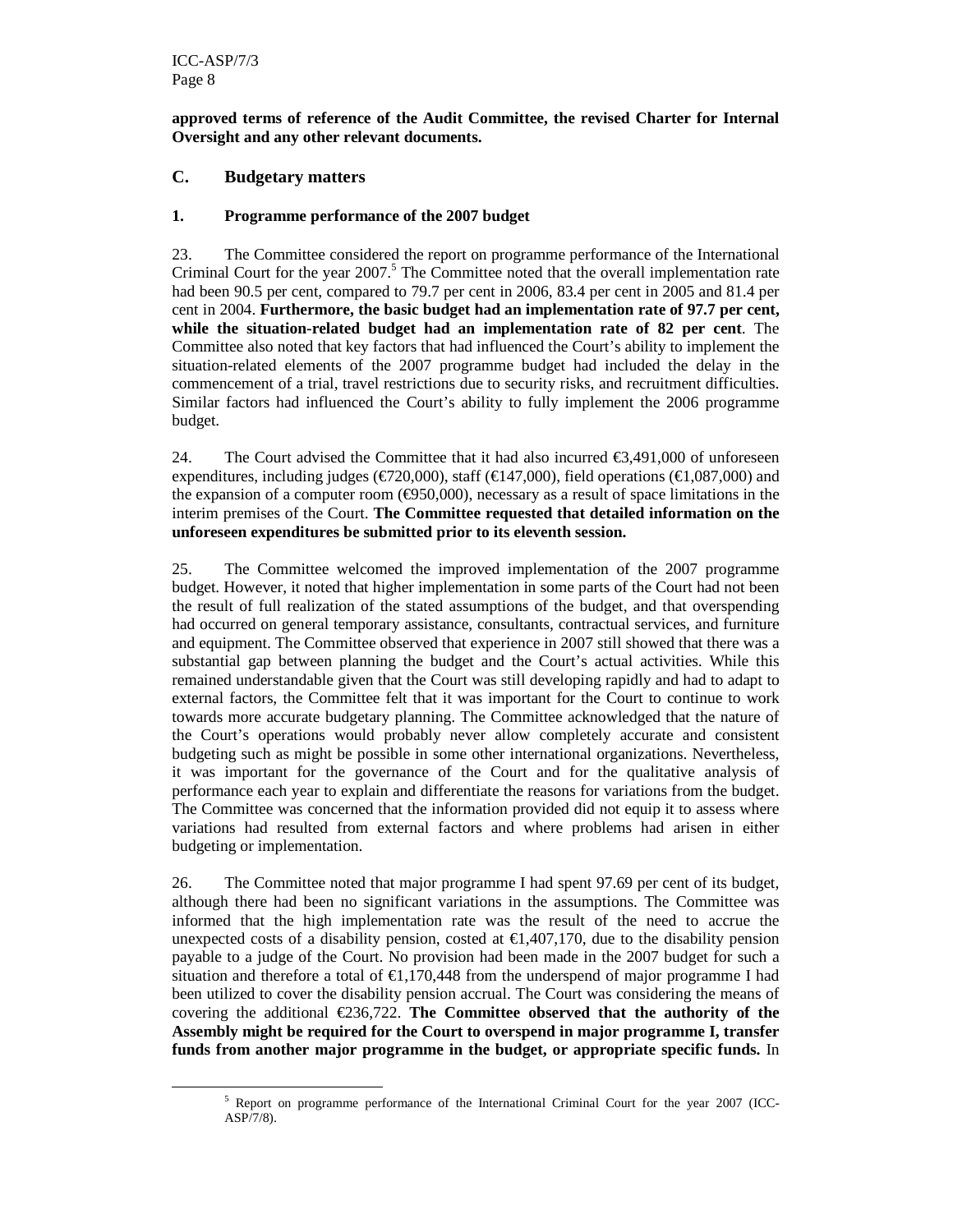**approved terms of reference of the Audit Committee, the revised Charter for Internal Oversight and any other relevant documents.**

## C. Budgetary matters

### 1. Programme performance of the 2007 budget

23. The Committee considered the report on programme performance of the International Criminal Court for the year 2007.[5] The Committee noted that the overall implementation rate had been 90.5 per cent, compared to 79.7 per cent in 2006, 83.4 per cent in 2005 and 81.4 per cent in 2004. **Furthermore, the basic budget had an implementation rate of 97.7 per cent, while the situation-related budget had an implementation rate of 82 per cent**. The Committee also noted that key factors that had influenced the Court's ability to implement the situation-related elements of the 2007 programme budget had included the delay in the commencement of a trial, travel restrictions due to security risks, and recruitment difficulties. Similar factors had influenced the Court's ability to fully implement the 2006 programme budget.

24. The Court advised the Committee that it had also incurred €3,491,000 of unforeseen expenditures, including judges (€720,000), staff (€147,000), field operations (€1,087,000) and the expansion of a computer room (€950,000), necessary as a result of space limitations in the interim premises of the Court. **The Committee requested that detailed information on the unforeseen expenditures be submitted prior to its eleventh session.**

25. The Committee welcomed the improved implementation of the 2007 programme budget. However, it noted that higher implementation in some parts of the Court had not been the result of full realization of the stated assumptions of the budget, and that overspending had occurred on general temporary assistance, consultants, contractual services, and furniture and equipment. The Committee observed that experience in 2007 still showed that there was a substantial gap between planning the budget and the Court's actual activities. While this remained understandable given that the Court was still developing rapidly and had to adapt to external factors, the Committee felt that it was important for the Court to continue to work towards more accurate budgetary planning. The Committee acknowledged that the nature of the Court's operations would probably never allow completely accurate and consistent budgeting such as might be possible in some other international organizations. Nevertheless, it was important for the governance of the Court and for the qualitative analysis of performance each year to explain and differentiate the reasons for variations from the budget. The Committee was concerned that the information provided did not equip it to assess where variations had resulted from external factors and where problems had arisen in either budgeting or implementation.

26. The Committee noted that major programme I had spent 97.69 per cent of its budget, although there had been no significant variations in the assumptions. The Committee was informed that the high implementation rate was the result of the need to accrue the unexpected costs of a disability pension, costed at €1,407,170, due to the disability pension payable to a judge of the Court. No provision had been made in the 2007 budget for such a situation and therefore a total of €1,170,448 from the underspend of major programme I had been utilized to cover the disability pension accrual. The Court was considering the means of covering the additional €236,722. **The Committee observed that the authority of the Assembly might be required for the Court to overspend in major programme I, transfer funds from another major programme in the budget, or appropriate specific funds.** In

[5] Report on programme performance of the International Criminal Court for the year 2007 (ICC-ASP/7/8).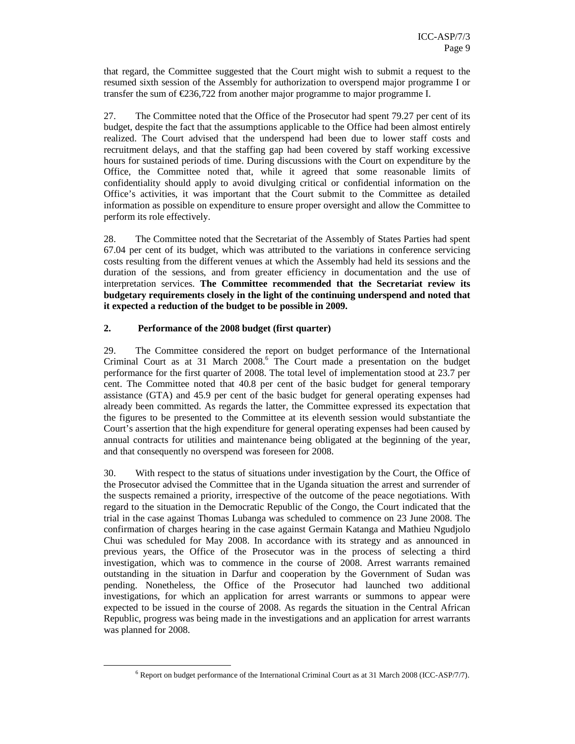that regard, the Committee suggested that the Court might wish to submit a request to the resumed sixth session of the Assembly for authorization to overspend major programme I or transfer the sum of €236,722 from another major programme to major programme I.

27. The Committee noted that the Office of the Prosecutor had spent 79.27 per cent of its budget, despite the fact that the assumptions applicable to the Office had been almost entirely realized. The Court advised that the underspend had been due to lower staff costs and recruitment delays, and that the staffing gap had been covered by staff working excessive hours for sustained periods of time. During discussions with the Court on expenditure by the Office, the Committee noted that, while it agreed that some reasonable limits of confidentiality should apply to avoid divulging critical or confidential information on the Office's activities, it was important that the Court submit to the Committee as detailed information as possible on expenditure to ensure proper oversight and allow the Committee to perform its role effectively.

28. The Committee noted that the Secretariat of the Assembly of States Parties had spent 67.04 per cent of its budget, which was attributed to the variations in conference servicing costs resulting from the different venues at which the Assembly had held its sessions and the duration of the sessions, and from greater efficiency in documentation and the use of interpretation services. **The Committee recommended that the Secretariat review its budgetary requirements closely in the light of the continuing underspend and noted that it expected a reduction of the budget to be possible in 2009.**

## 2. Performance of the 2008 budget (first quarter)

29. The Committee considered the report on budget performance of the International Criminal Court as at 31 March 2008.[6] The Court made a presentation on the budget performance for the first quarter of 2008. The total level of implementation stood at 23.7 per cent. The Committee noted that 40.8 per cent of the basic budget for general temporary assistance (GTA) and 45.9 per cent of the basic budget for general operating expenses had already been committed. As regards the latter, the Committee expressed its expectation that the figures to be presented to the Committee at its eleventh session would substantiate the Court's assertion that the high expenditure for general operating expenses had been caused by annual contracts for utilities and maintenance being obligated at the beginning of the year, and that consequently no overspend was foreseen for 2008.

30. With respect to the status of situations under investigation by the Court, the Office of the Prosecutor advised the Committee that in the Uganda situation the arrest and surrender of the suspects remained a priority, irrespective of the outcome of the peace negotiations. With regard to the situation in the Democratic Republic of the Congo, the Court indicated that the trial in the case against Thomas Lubanga was scheduled to commence on 23 June 2008. The confirmation of charges hearing in the case against Germain Katanga and Mathieu Ngudjolo Chui was scheduled for May 2008. In accordance with its strategy and as announced in previous years, the Office of the Prosecutor was in the process of selecting a third investigation, which was to commence in the course of 2008. Arrest warrants remained outstanding in the situation in Darfur and cooperation by the Government of Sudan was pending. Nonetheless, the Office of the Prosecutor had launched two additional investigations, for which an application for arrest warrants or summons to appear were expected to be issued in the course of 2008. As regards the situation in the Central African Republic, progress was being made in the investigations and an application for arrest warrants was planned for 2008.

[6] Report on budget performance of the International Criminal Court as at 31 March 2008 (ICC-ASP/7/7).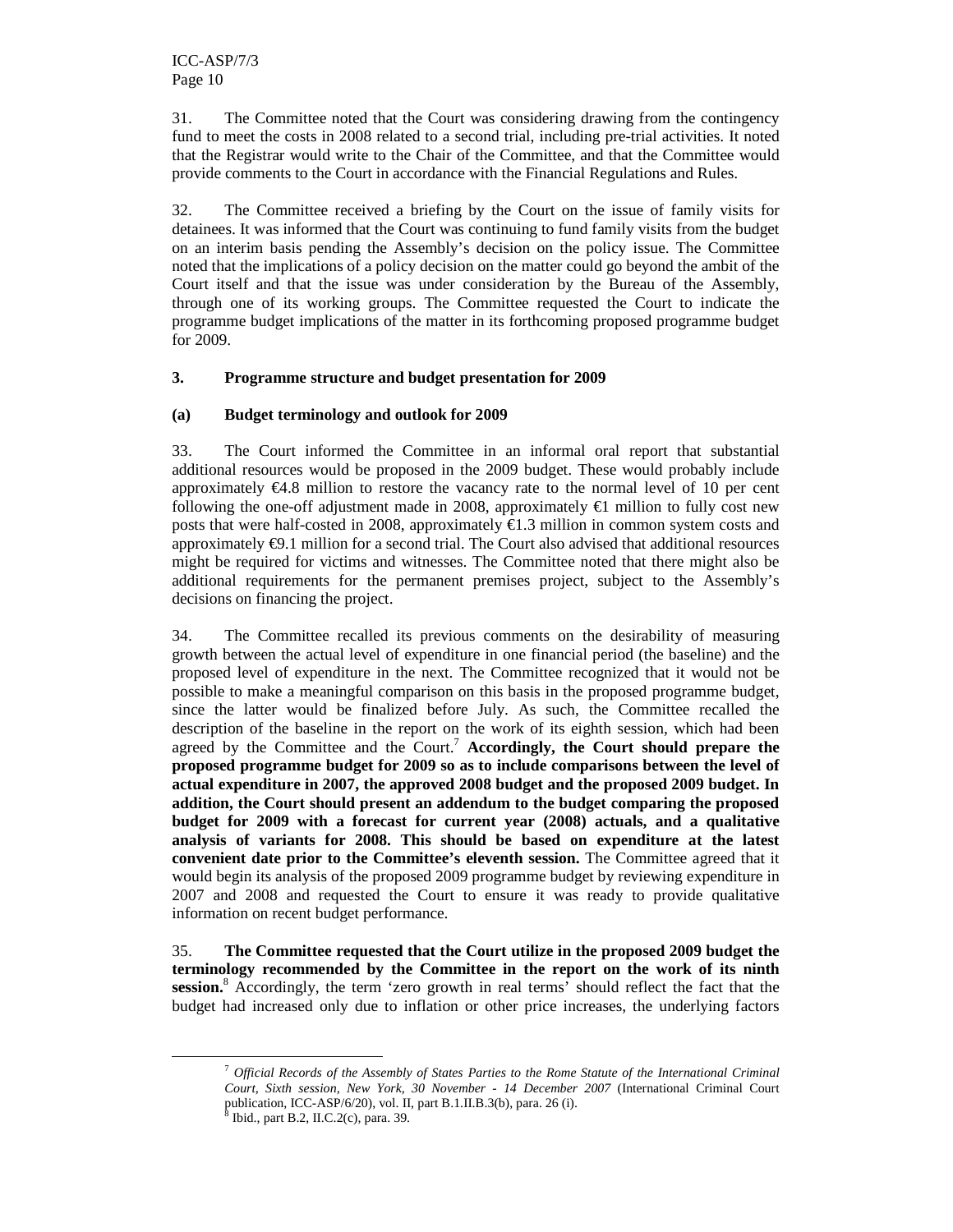31. The Committee noted that the Court was considering drawing from the contingency fund to meet the costs in 2008 related to a second trial, including pre-trial activities. It noted that the Registrar would write to the Chair of the Committee, and that the Committee would provide comments to the Court in accordance with the Financial Regulations and Rules.

32. The Committee received a briefing by the Court on the issue of family visits for detainees. It was informed that the Court was continuing to fund family visits from the budget on an interim basis pending the Assembly's decision on the policy issue. The Committee noted that the implications of a policy decision on the matter could go beyond the ambit of the Court itself and that the issue was under consideration by the Bureau of the Assembly, through one of its working groups. The Committee requested the Court to indicate the programme budget implications of the matter in its forthcoming proposed programme budget for 2009.

### 3. Programme structure and budget presentation for 2009

#### (a) Budget terminology and outlook for 2009

33. The Court informed the Committee in an informal oral report that substantial additional resources would be proposed in the 2009 budget. These would probably include approximately €4.8 million to restore the vacancy rate to the normal level of 10 per cent following the one-off adjustment made in 2008, approximately €1 million to fully cost new posts that were half-costed in 2008, approximately €1.3 million in common system costs and approximately €9.1 million for a second trial. The Court also advised that additional resources might be required for victims and witnesses. The Committee noted that there might also be additional requirements for the permanent premises project, subject to the Assembly's decisions on financing the project.

34. The Committee recalled its previous comments on the desirability of measuring growth between the actual level of expenditure in one financial period (the baseline) and the proposed level of expenditure in the next. The Committee recognized that it would not be possible to make a meaningful comparison on this basis in the proposed programme budget, since the latter would be finalized before July. As such, the Committee recalled the description of the baseline in the report on the work of its eighth session, which had been agreed by the Committee and the Court.[7] **Accordingly, the Court should prepare the proposed programme budget for 2009 so as to include comparisons between the level of actual expenditure in 2007, the approved 2008 budget and the proposed 2009 budget. In addition, the Court should present an addendum to the budget comparing the proposed budget for 2009 with a forecast for current year (2008) actuals, and a qualitative analysis of variants for 2008. This should be based on expenditure at the latest convenient date prior to the Committee's eleventh session.** The Committee agreed that it would begin its analysis of the proposed 2009 programme budget by reviewing expenditure in 2007 and 2008 and requested the Court to ensure it was ready to provide qualitative information on recent budget performance.

35. **The Committee requested that the Court utilize in the proposed 2009 budget the terminology recommended by the Committee in the report on the work of its ninth session.**[8] Accordingly, the term 'zero growth in real terms' should reflect the fact that the budget had increased only due to inflation or other price increases, the underlying factors

---

[7] *Official Records of the Assembly of States Parties to the Rome Statute of the International Criminal Court, Sixth session, New York, 30 November - 14 December 2007* (International Criminal Court publication, ICC-ASP/6/20), vol. II, part B.1.II.B.3(b), para. 26 (i).

[8] Ibid., part B.2, II.C.2(c), para. 39.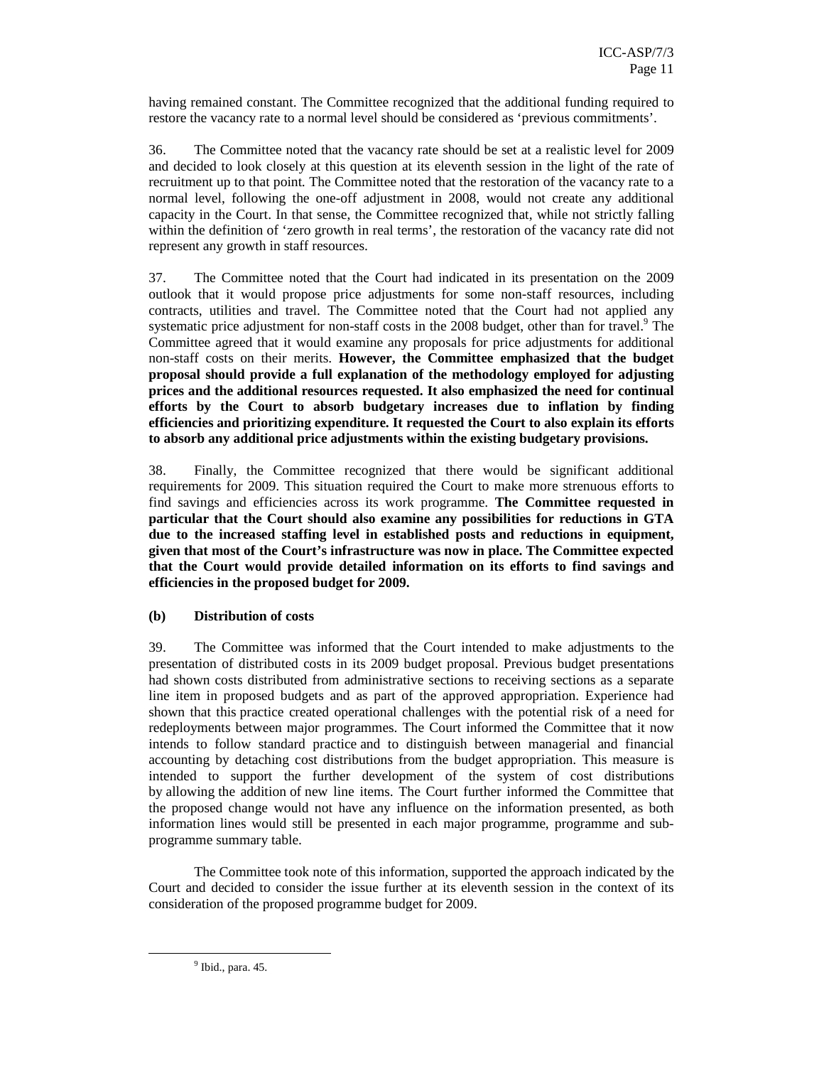having remained constant. The Committee recognized that the additional funding required to restore the vacancy rate to a normal level should be considered as 'previous commitments'.

36. The Committee noted that the vacancy rate should be set at a realistic level for 2009 and decided to look closely at this question at its eleventh session in the light of the rate of recruitment up to that point. The Committee noted that the restoration of the vacancy rate to a normal level, following the one-off adjustment in 2008, would not create any additional capacity in the Court. In that sense, the Committee recognized that, while not strictly falling within the definition of 'zero growth in real terms', the restoration of the vacancy rate did not represent any growth in staff resources.

37. The Committee noted that the Court had indicated in its presentation on the 2009 outlook that it would propose price adjustments for some non-staff resources, including contracts, utilities and travel. The Committee noted that the Court had not applied any systematic price adjustment for non-staff costs in the 2008 budget, other than for travel.[9] The Committee agreed that it would examine any proposals for price adjustments for additional non-staff costs on their merits. **However, the Committee emphasized that the budget proposal should provide a full explanation of the methodology employed for adjusting prices and the additional resources requested. It also emphasized the need for continual efforts by the Court to absorb budgetary increases due to inflation by finding efficiencies and prioritizing expenditure. It requested the Court to also explain its efforts to absorb any additional price adjustments within the existing budgetary provisions.**

38. Finally, the Committee recognized that there would be significant additional requirements for 2009. This situation required the Court to make more strenuous efforts to find savings and efficiencies across its work programme. **The Committee requested in particular that the Court should also examine any possibilities for reductions in GTA due to the increased staffing level in established posts and reductions in equipment, given that most of the Court's infrastructure was now in place. The Committee expected that the Court would provide detailed information on its efforts to find savings and efficiencies in the proposed budget for 2009.**

### (b) Distribution of costs

39. The Committee was informed that the Court intended to make adjustments to the presentation of distributed costs in its 2009 budget proposal. Previous budget presentations had shown costs distributed from administrative sections to receiving sections as a separate line item in proposed budgets and as part of the approved appropriation. Experience had shown that this practice created operational challenges with the potential risk of a need for redeployments between major programmes. The Court informed the Committee that it now intends to follow standard practice and to distinguish between managerial and financial accounting by detaching cost distributions from the budget appropriation. This measure is intended to support the further development of the system of cost distributions by allowing the addition of new line items. The Court further informed the Committee that the proposed change would not have any influence on the information presented, as both information lines would still be presented in each major programme, programme and sub-programme summary table.

The Committee took note of this information, supported the approach indicated by the Court and decided to consider the issue further at its eleventh session in the context of its consideration of the proposed programme budget for 2009.

[9] Ibid., para. 45.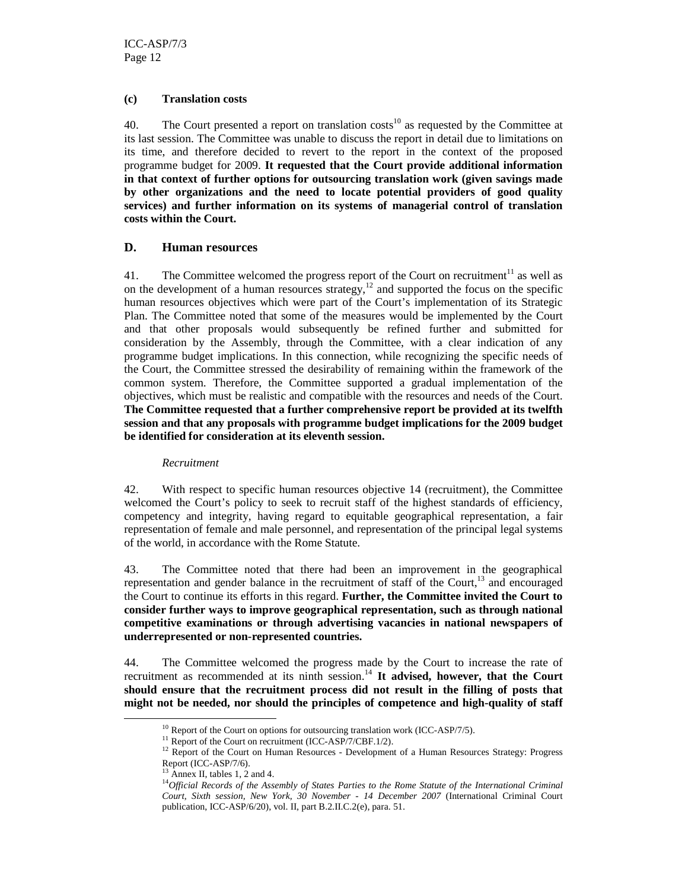### (c) Translation costs

40. The Court presented a report on translation costs[10] as requested by the Committee at its last session. The Committee was unable to discuss the report in detail due to limitations on its time, and therefore decided to revert to the report in the context of the proposed programme budget for 2009. **It requested that the Court provide additional information in that context of further options for outsourcing translation work (given savings made by other organizations and the need to locate potential providers of good quality services) and further information on its systems of managerial control of translation costs within the Court.**

## D. Human resources

41. The Committee welcomed the progress report of the Court on recruitment[11] as well as on the development of a human resources strategy,[12] and supported the focus on the specific human resources objectives which were part of the Court's implementation of its Strategic Plan. The Committee noted that some of the measures would be implemented by the Court and that other proposals would subsequently be refined further and submitted for consideration by the Assembly, through the Committee, with a clear indication of any programme budget implications. In this connection, while recognizing the specific needs of the Court, the Committee stressed the desirability of remaining within the framework of the common system. Therefore, the Committee supported a gradual implementation of the objectives, which must be realistic and compatible with the resources and needs of the Court. **The Committee requested that a further comprehensive report be provided at its twelfth session and that any proposals with programme budget implications for the 2009 budget be identified for consideration at its eleventh session.**

*Recruitment*

42. With respect to specific human resources objective 14 (recruitment), the Committee welcomed the Court's policy to seek to recruit staff of the highest standards of efficiency, competency and integrity, having regard to equitable geographical representation, a fair representation of female and male personnel, and representation of the principal legal systems of the world, in accordance with the Rome Statute.

43. The Committee noted that there had been an improvement in the geographical representation and gender balance in the recruitment of staff of the Court,[13] and encouraged the Court to continue its efforts in this regard. **Further, the Committee invited the Court to consider further ways to improve geographical representation, such as through national competitive examinations or through advertising vacancies in national newspapers of underrepresented or non-represented countries.**

44. The Committee welcomed the progress made by the Court to increase the rate of recruitment as recommended at its ninth session.[14] **It advised, however, that the Court should ensure that the recruitment process did not result in the filling of posts that might not be needed, nor should the principles of competence and high-quality of staff**

---

[10] Report of the Court on options for outsourcing translation work (ICC-ASP/7/5).

[11] Report of the Court on recruitment (ICC-ASP/7/CBF.1/2).

[12] Report of the Court on Human Resources - Development of a Human Resources Strategy: Progress Report (ICC-ASP/7/6).

[13] Annex II, tables 1, 2 and 4.

[14] *Official Records of the Assembly of States Parties to the Rome Statute of the International Criminal Court, Sixth session, New York, 30 November - 14 December 2007* (International Criminal Court publication, ICC-ASP/6/20), vol. II, part B.2.II.C.2(e), para. 51.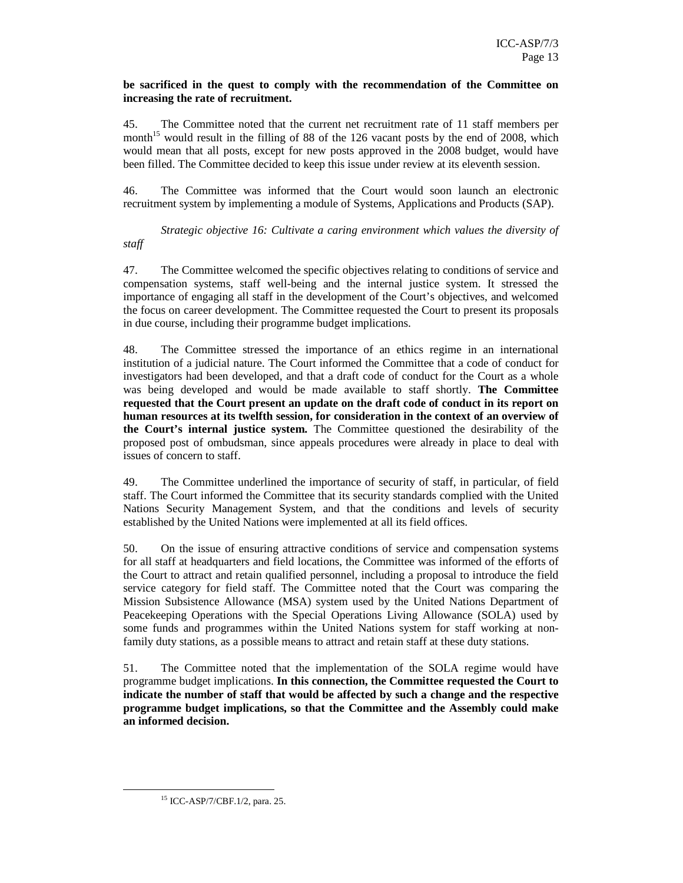**be sacrificed in the quest to comply with the recommendation of the Committee on increasing the rate of recruitment.**

45. The Committee noted that the current net recruitment rate of 11 staff members per month[15] would result in the filling of 88 of the 126 vacant posts by the end of 2008, which would mean that all posts, except for new posts approved in the 2008 budget, would have been filled. The Committee decided to keep this issue under review at its eleventh session.

46. The Committee was informed that the Court would soon launch an electronic recruitment system by implementing a module of Systems, Applications and Products (SAP).

*Strategic objective 16: Cultivate a caring environment which values the diversity of staff*

47. The Committee welcomed the specific objectives relating to conditions of service and compensation systems, staff well-being and the internal justice system. It stressed the importance of engaging all staff in the development of the Court's objectives, and welcomed the focus on career development. The Committee requested the Court to present its proposals in due course, including their programme budget implications.

48. The Committee stressed the importance of an ethics regime in an international institution of a judicial nature. The Court informed the Committee that a code of conduct for investigators had been developed, and that a draft code of conduct for the Court as a whole was being developed and would be made available to staff shortly. **The Committee requested that the Court present an update on the draft code of conduct in its report on human resources at its twelfth session, for consideration in the context of an overview of the Court's internal justice system.** The Committee questioned the desirability of the proposed post of ombudsman, since appeals procedures were already in place to deal with issues of concern to staff.

49. The Committee underlined the importance of security of staff, in particular, of field staff. The Court informed the Committee that its security standards complied with the United Nations Security Management System, and that the conditions and levels of security established by the United Nations were implemented at all its field offices.

50. On the issue of ensuring attractive conditions of service and compensation systems for all staff at headquarters and field locations, the Committee was informed of the efforts of the Court to attract and retain qualified personnel, including a proposal to introduce the field service category for field staff. The Committee noted that the Court was comparing the Mission Subsistence Allowance (MSA) system used by the United Nations Department of Peacekeeping Operations with the Special Operations Living Allowance (SOLA) used by some funds and programmes within the United Nations system for staff working at non-family duty stations, as a possible means to attract and retain staff at these duty stations.

51. The Committee noted that the implementation of the SOLA regime would have programme budget implications. **In this connection, the Committee requested the Court to indicate the number of staff that would be affected by such a change and the respective programme budget implications, so that the Committee and the Assembly could make an informed decision.**

[15] ICC-ASP/7/CBF.1/2, para. 25.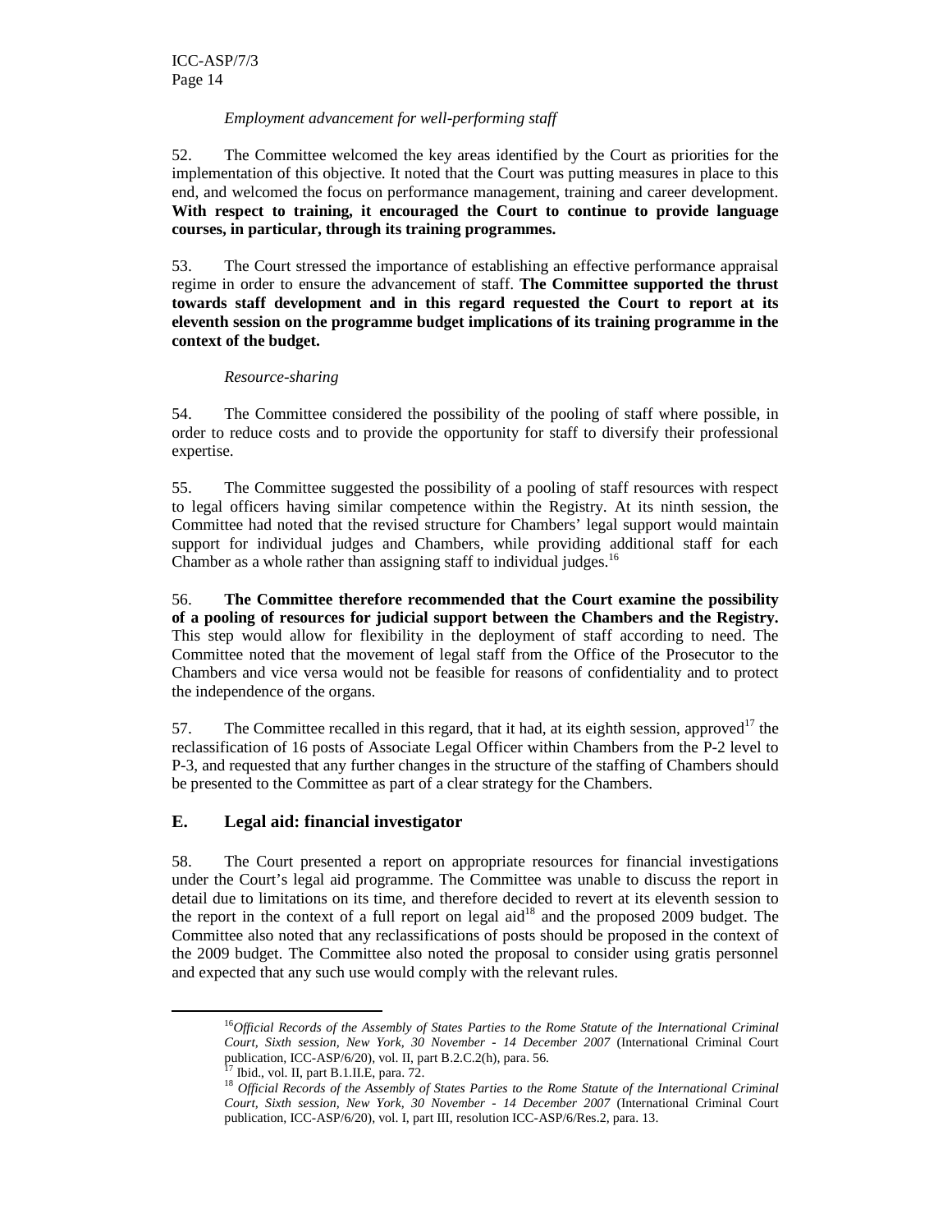*Employment advancement for well-performing staff*

52. The Committee welcomed the key areas identified by the Court as priorities for the implementation of this objective. It noted that the Court was putting measures in place to this end, and welcomed the focus on performance management, training and career development. **With respect to training, it encouraged the Court to continue to provide language courses, in particular, through its training programmes.**

53. The Court stressed the importance of establishing an effective performance appraisal regime in order to ensure the advancement of staff. **The Committee supported the thrust towards staff development and in this regard requested the Court to report at its eleventh session on the programme budget implications of its training programme in the context of the budget.**

*Resource-sharing*

54. The Committee considered the possibility of the pooling of staff where possible, in order to reduce costs and to provide the opportunity for staff to diversify their professional expertise.

55. The Committee suggested the possibility of a pooling of staff resources with respect to legal officers having similar competence within the Registry. At its ninth session, the Committee had noted that the revised structure for Chambers' legal support would maintain support for individual judges and Chambers, while providing additional staff for each Chamber as a whole rather than assigning staff to individual judges.[16]

56. **The Committee therefore recommended that the Court examine the possibility of a pooling of resources for judicial support between the Chambers and the Registry.** This step would allow for flexibility in the deployment of staff according to need. The Committee noted that the movement of legal staff from the Office of the Prosecutor to the Chambers and vice versa would not be feasible for reasons of confidentiality and to protect the independence of the organs.

57. The Committee recalled in this regard, that it had, at its eighth session, approved[17] the reclassification of 16 posts of Associate Legal Officer within Chambers from the P-2 level to P-3, and requested that any further changes in the structure of the staffing of Chambers should be presented to the Committee as part of a clear strategy for the Chambers.

## E. Legal aid: financial investigator

58. The Court presented a report on appropriate resources for financial investigations under the Court's legal aid programme. The Committee was unable to discuss the report in detail due to limitations on its time, and therefore decided to revert at its eleventh session to the report in the context of a full report on legal aid[18] and the proposed 2009 budget. The Committee also noted that any reclassifications of posts should be proposed in the context of the 2009 budget. The Committee also noted the proposal to consider using gratis personnel and expected that any such use would comply with the relevant rules.

---

[16] *Official Records of the Assembly of States Parties to the Rome Statute of the International Criminal Court, Sixth session, New York, 30 November - 14 December 2007* (International Criminal Court publication, ICC-ASP/6/20), vol. II, part B.2.C.2(h), para. 56.

[17] Ibid., vol. II, part B.1.II.E, para. 72.

[18] *Official Records of the Assembly of States Parties to the Rome Statute of the International Criminal Court, Sixth session, New York, 30 November - 14 December 2007* (International Criminal Court publication, ICC-ASP/6/20), vol. I, part III, resolution ICC-ASP/6/Res.2, para. 13.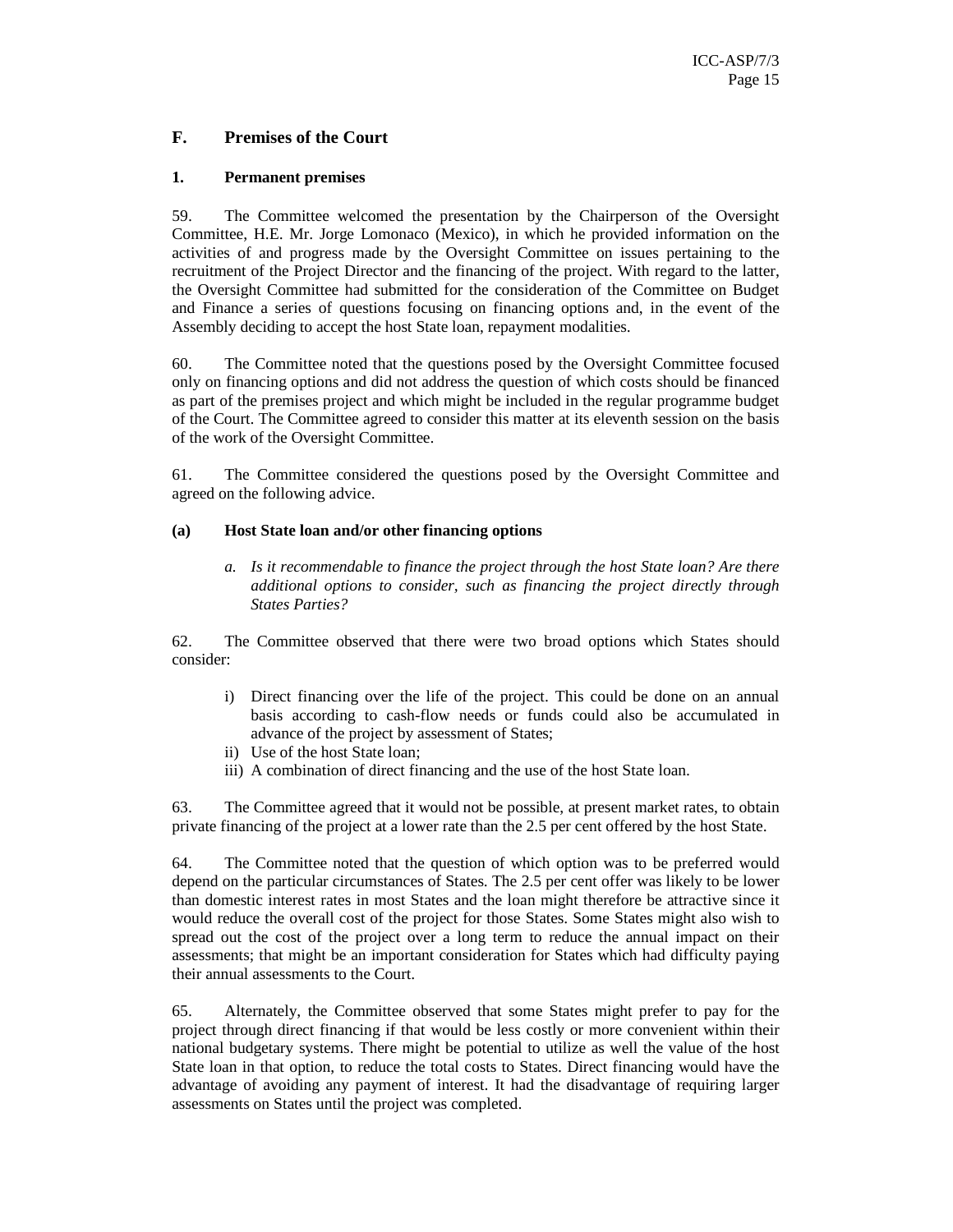## F. Premises of the Court

### 1. Permanent premises

59. The Committee welcomed the presentation by the Chairperson of the Oversight Committee, H.E. Mr. Jorge Lomonaco (Mexico), in which he provided information on the activities of and progress made by the Oversight Committee on issues pertaining to the recruitment of the Project Director and the financing of the project. With regard to the latter, the Oversight Committee had submitted for the consideration of the Committee on Budget and Finance a series of questions focusing on financing options and, in the event of the Assembly deciding to accept the host State loan, repayment modalities.

60. The Committee noted that the questions posed by the Oversight Committee focused only on financing options and did not address the question of which costs should be financed as part of the premises project and which might be included in the regular programme budget of the Court. The Committee agreed to consider this matter at its eleventh session on the basis of the work of the Oversight Committee.

61. The Committee considered the questions posed by the Oversight Committee and agreed on the following advice.

#### (a) Host State loan and/or other financing options

> a. *Is it recommendable to finance the project through the host State loan? Are there additional options to consider, such as financing the project directly through States Parties?*

62. The Committee observed that there were two broad options which States should consider:

i) Direct financing over the life of the project. This could be done on an annual basis according to cash-flow needs or funds could also be accumulated in advance of the project by assessment of States;
ii) Use of the host State loan;
iii) A combination of direct financing and the use of the host State loan.

63. The Committee agreed that it would not be possible, at present market rates, to obtain private financing of the project at a lower rate than the 2.5 per cent offered by the host State.

64. The Committee noted that the question of which option was to be preferred would depend on the particular circumstances of States. The 2.5 per cent offer was likely to be lower than domestic interest rates in most States and the loan might therefore be attractive since it would reduce the overall cost of the project for those States. Some States might also wish to spread out the cost of the project over a long term to reduce the annual impact on their assessments; that might be an important consideration for States which had difficulty paying their annual assessments to the Court.

65. Alternately, the Committee observed that some States might prefer to pay for the project through direct financing if that would be less costly or more convenient within their national budgetary systems. There might be potential to utilize as well the value of the host State loan in that option, to reduce the total costs to States. Direct financing would have the advantage of avoiding any payment of interest. It had the disadvantage of requiring larger assessments on States until the project was completed.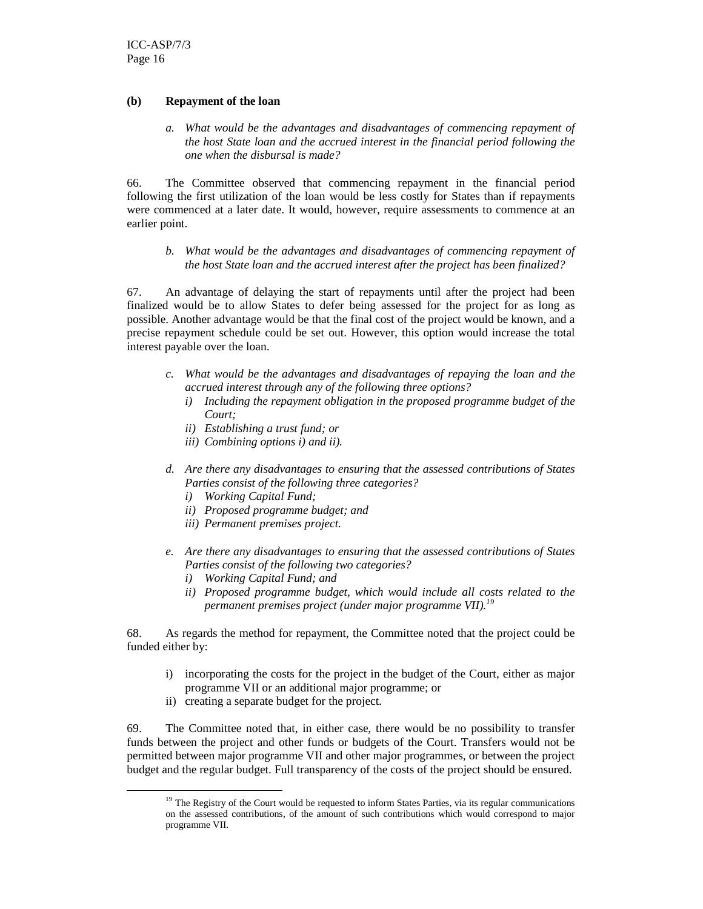### (b) Repayment of the loan

> *a. What would be the advantages and disadvantages of commencing repayment of the host State loan and the accrued interest in the financial period following the one when the disbursal is made?*

66. The Committee observed that commencing repayment in the financial period following the first utilization of the loan would be less costly for States than if repayments were commenced at a later date. It would, however, require assessments to commence at an earlier point.

> *b. What would be the advantages and disadvantages of commencing repayment of the host State loan and the accrued interest after the project has been finalized?*

67. An advantage of delaying the start of repayments until after the project had been finalized would be to allow States to defer being assessed for the project for as long as possible. Another advantage would be that the final cost of the project would be known, and a precise repayment schedule could be set out. However, this option would increase the total interest payable over the loan.

> *c. What would be the advantages and disadvantages of repaying the loan and the accrued interest through any of the following three options?*
> *i) Including the repayment obligation in the proposed programme budget of the Court;*
> *ii) Establishing a trust fund; or*
> *iii) Combining options i) and ii).*
>
> *d. Are there any disadvantages to ensuring that the assessed contributions of States Parties consist of the following three categories?*
> *i) Working Capital Fund;*
> *ii) Proposed programme budget; and*
> *iii) Permanent premises project.*
>
> *e. Are there any disadvantages to ensuring that the assessed contributions of States Parties consist of the following two categories?*
> *i) Working Capital Fund; and*
> *ii) Proposed programme budget, which would include all costs related to the permanent premises project (under major programme VII).*[19]

68. As regards the method for repayment, the Committee noted that the project could be funded either by:

i) incorporating the costs for the project in the budget of the Court, either as major programme VII or an additional major programme; or
ii) creating a separate budget for the project.

69. The Committee noted that, in either case, there would be no possibility to transfer funds between the project and other funds or budgets of the Court. Transfers would not be permitted between major programme VII and other major programmes, or between the project budget and the regular budget. Full transparency of the costs of the project should be ensured.

---

[19] The Registry of the Court would be requested to inform States Parties, via its regular communications on the assessed contributions, of the amount of such contributions which would correspond to major programme VII.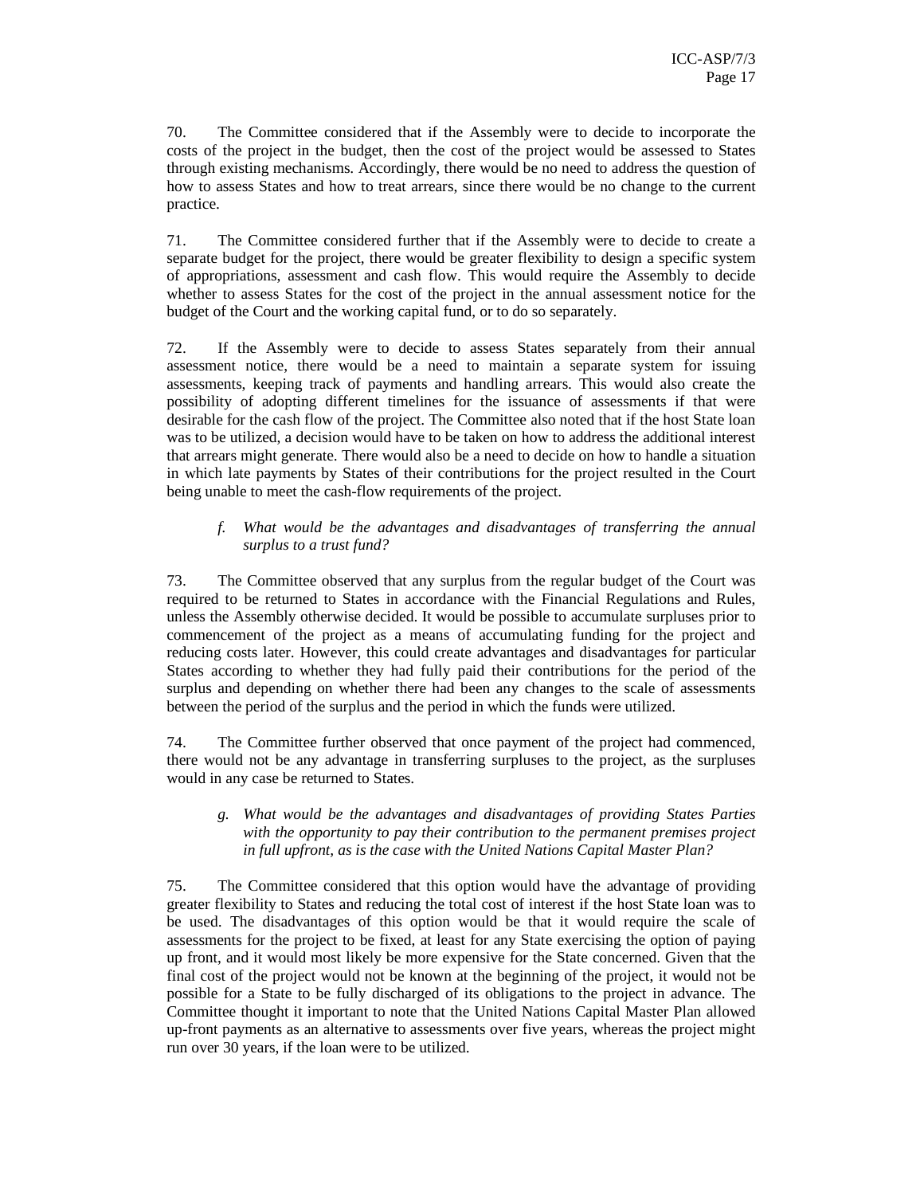70. The Committee considered that if the Assembly were to decide to incorporate the costs of the project in the budget, then the cost of the project would be assessed to States through existing mechanisms. Accordingly, there would be no need to address the question of how to assess States and how to treat arrears, since there would be no change to the current practice.

71. The Committee considered further that if the Assembly were to decide to create a separate budget for the project, there would be greater flexibility to design a specific system of appropriations, assessment and cash flow. This would require the Assembly to decide whether to assess States for the cost of the project in the annual assessment notice for the budget of the Court and the working capital fund, or to do so separately.

72. If the Assembly were to decide to assess States separately from their annual assessment notice, there would be a need to maintain a separate system for issuing assessments, keeping track of payments and handling arrears. This would also create the possibility of adopting different timelines for the issuance of assessments if that were desirable for the cash flow of the project. The Committee also noted that if the host State loan was to be utilized, a decision would have to be taken on how to address the additional interest that arrears might generate. There would also be a need to decide on how to handle a situation in which late payments by States of their contributions for the project resulted in the Court being unable to meet the cash-flow requirements of the project.

*f. What would be the advantages and disadvantages of transferring the annual surplus to a trust fund?*

73. The Committee observed that any surplus from the regular budget of the Court was required to be returned to States in accordance with the Financial Regulations and Rules, unless the Assembly otherwise decided. It would be possible to accumulate surpluses prior to commencement of the project as a means of accumulating funding for the project and reducing costs later. However, this could create advantages and disadvantages for particular States according to whether they had fully paid their contributions for the period of the surplus and depending on whether there had been any changes to the scale of assessments between the period of the surplus and the period in which the funds were utilized.

74. The Committee further observed that once payment of the project had commenced, there would not be any advantage in transferring surpluses to the project, as the surpluses would in any case be returned to States.

*g. What would be the advantages and disadvantages of providing States Parties with the opportunity to pay their contribution to the permanent premises project in full upfront, as is the case with the United Nations Capital Master Plan?*

75. The Committee considered that this option would have the advantage of providing greater flexibility to States and reducing the total cost of interest if the host State loan was to be used. The disadvantages of this option would be that it would require the scale of assessments for the project to be fixed, at least for any State exercising the option of paying up front, and it would most likely be more expensive for the State concerned. Given that the final cost of the project would not be known at the beginning of the project, it would not be possible for a State to be fully discharged of its obligations to the project in advance. The Committee thought it important to note that the United Nations Capital Master Plan allowed up-front payments as an alternative to assessments over five years, whereas the project might run over 30 years, if the loan were to be utilized.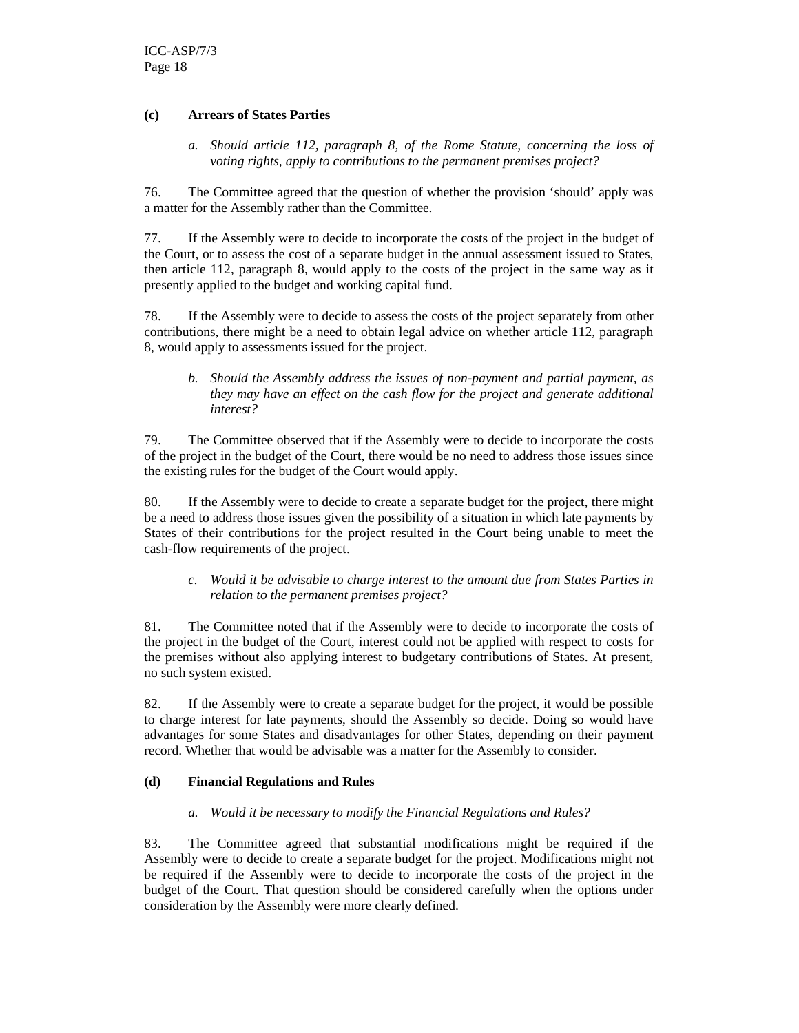### (c) Arrears of States Parties

*a. Should article 112, paragraph 8, of the Rome Statute, concerning the loss of voting rights, apply to contributions to the permanent premises project?*

76. The Committee agreed that the question of whether the provision 'should' apply was a matter for the Assembly rather than the Committee.

77. If the Assembly were to decide to incorporate the costs of the project in the budget of the Court, or to assess the cost of a separate budget in the annual assessment issued to States, then article 112, paragraph 8, would apply to the costs of the project in the same way as it presently applied to the budget and working capital fund.

78. If the Assembly were to decide to assess the costs of the project separately from other contributions, there might be a need to obtain legal advice on whether article 112, paragraph 8, would apply to assessments issued for the project.

*b. Should the Assembly address the issues of non-payment and partial payment, as they may have an effect on the cash flow for the project and generate additional interest?*

79. The Committee observed that if the Assembly were to decide to incorporate the costs of the project in the budget of the Court, there would be no need to address those issues since the existing rules for the budget of the Court would apply.

80. If the Assembly were to decide to create a separate budget for the project, there might be a need to address those issues given the possibility of a situation in which late payments by States of their contributions for the project resulted in the Court being unable to meet the cash-flow requirements of the project.

*c. Would it be advisable to charge interest to the amount due from States Parties in relation to the permanent premises project?*

81. The Committee noted that if the Assembly were to decide to incorporate the costs of the project in the budget of the Court, interest could not be applied with respect to costs for the premises without also applying interest to budgetary contributions of States. At present, no such system existed.

82. If the Assembly were to create a separate budget for the project, it would be possible to charge interest for late payments, should the Assembly so decide. Doing so would have advantages for some States and disadvantages for other States, depending on their payment record. Whether that would be advisable was a matter for the Assembly to consider.

### (d) Financial Regulations and Rules

*a. Would it be necessary to modify the Financial Regulations and Rules?*

83. The Committee agreed that substantial modifications might be required if the Assembly were to decide to create a separate budget for the project. Modifications might not be required if the Assembly were to decide to incorporate the costs of the project in the budget of the Court. That question should be considered carefully when the options under consideration by the Assembly were more clearly defined.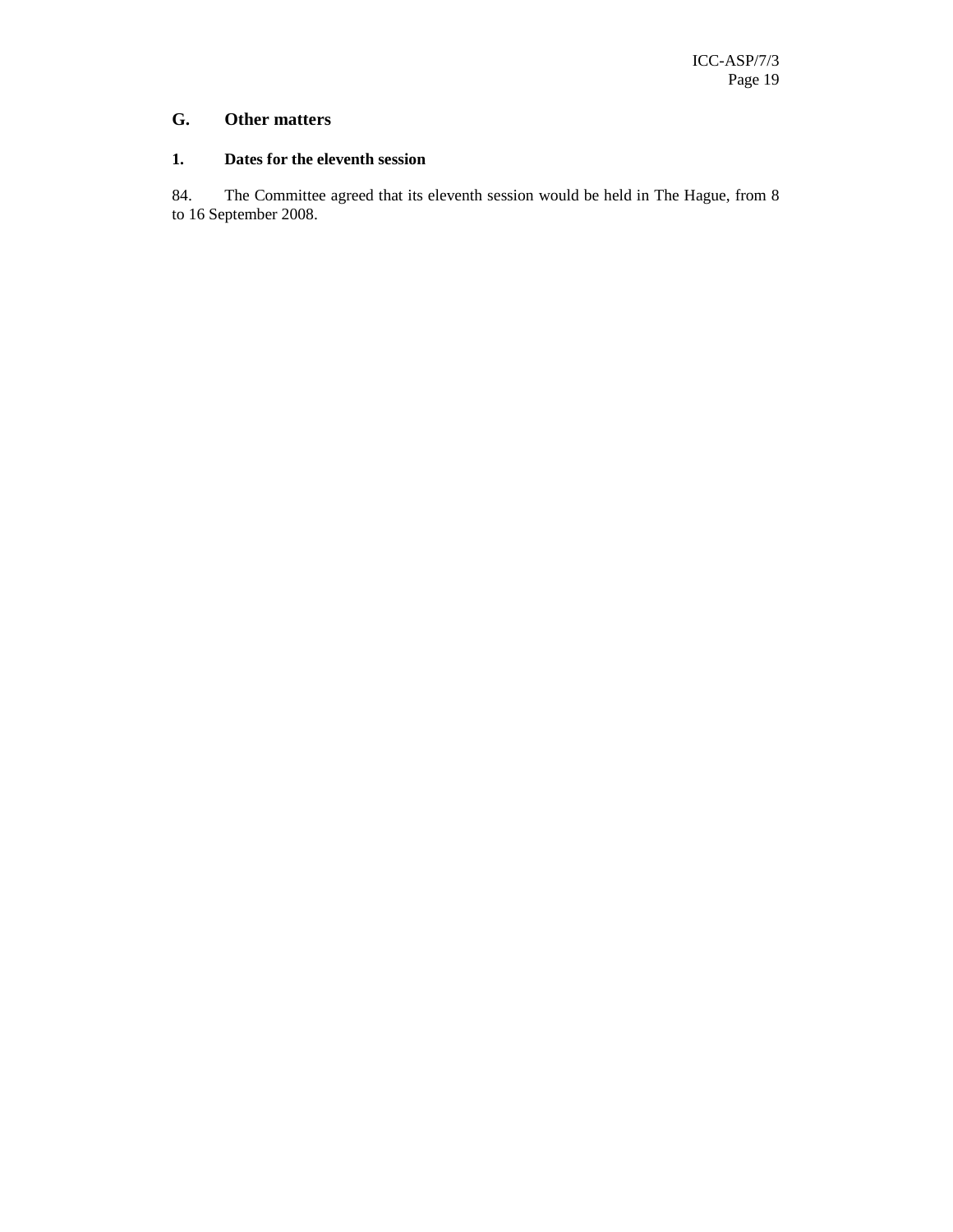## G. Other matters

### 1. Dates for the eleventh session

84. The Committee agreed that its eleventh session would be held in The Hague, from 8 to 16 September 2008.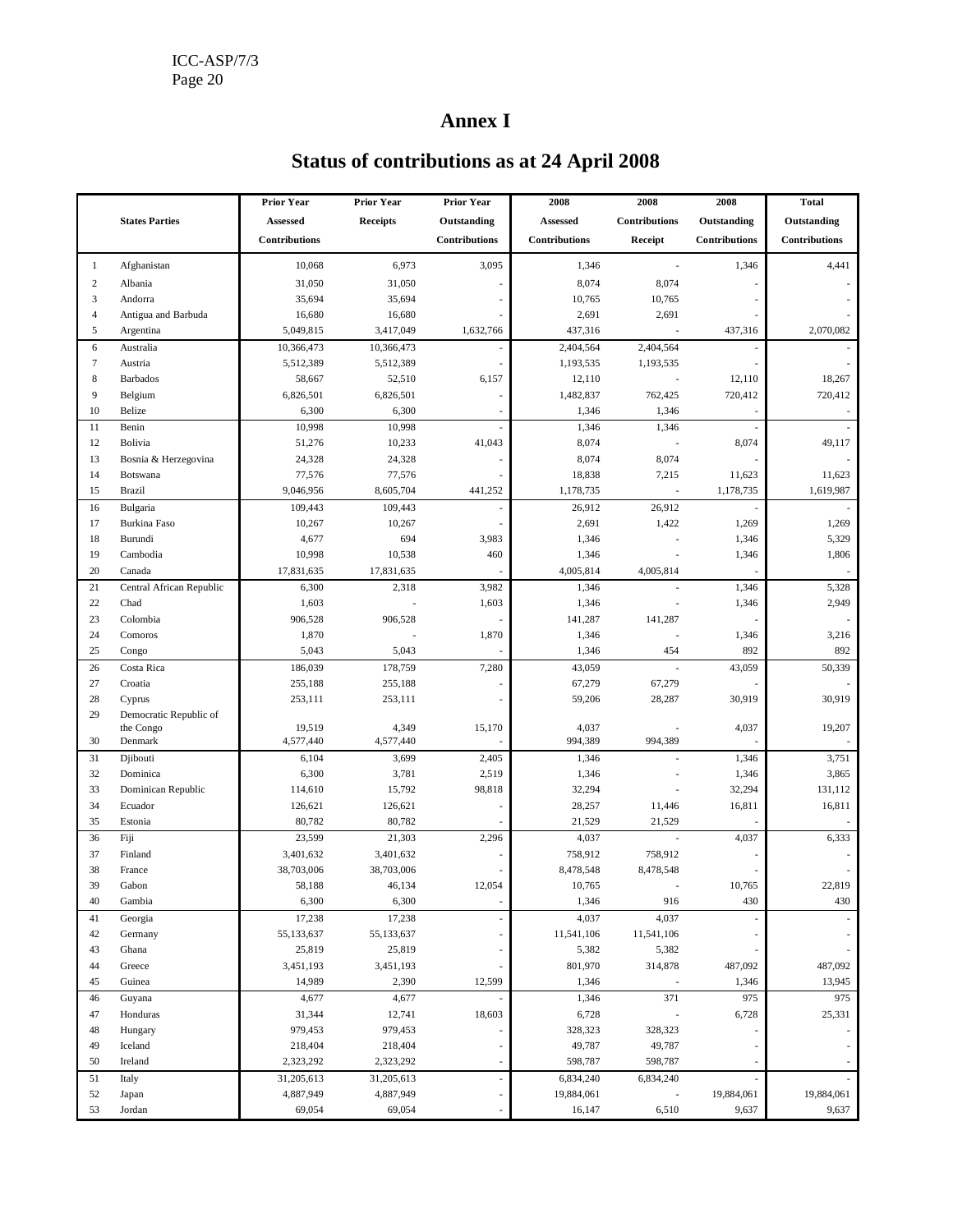# Annex I

## Status of contributions as at 24 April 2008

| | States Parties | Prior Year Assessed Contributions | Prior Year Receipts | Prior Year Outstanding Contributions | 2008 Assessed Contributions | 2008 Contributions Receipt | 2008 Outstanding Contributions | Total Outstanding Contributions |
|---|---|---|---|---|---|---|---|---|
| 1 | Afghanistan | 10,068 | 6,973 | 3,095 | 1,346 | - | 1,346 | 4,441 |
| 2 | Albania | 31,050 | 31,050 | - | 8,074 | 8,074 | - | - |
| 3 | Andorra | 35,694 | 35,694 | - | 10,765 | 10,765 | - | - |
| 4 | Antigua and Barbuda | 16,680 | 16,680 | - | 2,691 | 2,691 | - | - |
| 5 | Argentina | 5,049,815 | 3,417,049 | 1,632,766 | 437,316 | - | 437,316 | 2,070,082 |
| 6 | Australia | 10,366,473 | 10,366,473 | - | 2,404,564 | 2,404,564 | - | - |
| 7 | Austria | 5,512,389 | 5,512,389 | - | 1,193,535 | 1,193,535 | - | - |
| 8 | Barbados | 58,667 | 52,510 | 6,157 | 12,110 | - | 12,110 | 18,267 |
| 9 | Belgium | 6,826,501 | 6,826,501 | - | 1,482,837 | 762,425 | 720,412 | 720,412 |
| 10 | Belize | 6,300 | 6,300 | - | 1,346 | 1,346 | - | - |
| 11 | Benin | 10,998 | 10,998 | - | 1,346 | 1,346 | - | - |
| 12 | Bolivia | 51,276 | 10,233 | 41,043 | 8,074 | - | 8,074 | 49,117 |
| 13 | Bosnia & Herzegovina | 24,328 | 24,328 | - | 8,074 | 8,074 | - | - |
| 14 | Botswana | 77,576 | 77,576 | - | 18,838 | 7,215 | 11,623 | 11,623 |
| 15 | Brazil | 9,046,956 | 8,605,704 | 441,252 | 1,178,735 | - | 1,178,735 | 1,619,987 |
| 16 | Bulgaria | 109,443 | 109,443 | - | 26,912 | 26,912 | - | - |
| 17 | Burkina Faso | 10,267 | 10,267 | - | 2,691 | 1,422 | 1,269 | 1,269 |
| 18 | Burundi | 4,677 | 694 | 3,983 | 1,346 | - | 1,346 | 5,329 |
| 19 | Cambodia | 10,998 | 10,538 | 460 | 1,346 | - | 1,346 | 1,806 |
| 20 | Canada | 17,831,635 | 17,831,635 | - | 4,005,814 | 4,005,814 | - | - |
| 21 | Central African Republic | 6,300 | 2,318 | 3,982 | 1,346 | - | 1,346 | 5,328 |
| 22 | Chad | 1,603 | - | 1,603 | 1,346 | - | 1,346 | 2,949 |
| 23 | Colombia | 906,528 | 906,528 | - | 141,287 | 141,287 | - | - |
| 24 | Comoros | 1,870 | - | 1,870 | 1,346 | - | 1,346 | 3,216 |
| 25 | Congo | 5,043 | 5,043 | - | 1,346 | 454 | 892 | 892 |
| 26 | Costa Rica | 186,039 | 178,759 | 7,280 | 43,059 | - | 43,059 | 50,339 |
| 27 | Croatia | 255,188 | 255,188 | - | 67,279 | 67,279 | - | - |
| 28 | Cyprus | 253,111 | 253,111 | - | 59,206 | 28,287 | 30,919 | 30,919 |
| 29 | Democratic Republic of the Congo | 19,519 | 4,349 | 15,170 | 4,037 | - | 4,037 | 19,207 |
| 30 | Denmark | 4,577,440 | 4,577,440 | - | 994,389 | 994,389 | - | - |
| 31 | Djibouti | 6,104 | 3,699 | 2,405 | 1,346 | - | 1,346 | 3,751 |
| 32 | Dominica | 6,300 | 3,781 | 2,519 | 1,346 | - | 1,346 | 3,865 |
| 33 | Dominican Republic | 114,610 | 15,792 | 98,818 | 32,294 | - | 32,294 | 131,112 |
| 34 | Ecuador | 126,621 | 126,621 | - | 28,257 | 11,446 | 16,811 | 16,811 |
| 35 | Estonia | 80,782 | 80,782 | - | 21,529 | 21,529 | - | - |
| 36 | Fiji | 23,599 | 21,303 | 2,296 | 4,037 | - | 4,037 | 6,333 |
| 37 | Finland | 3,401,632 | 3,401,632 | - | 758,912 | 758,912 | - | - |
| 38 | France | 38,703,006 | 38,703,006 | - | 8,478,548 | 8,478,548 | - | - |
| 39 | Gabon | 58,188 | 46,134 | 12,054 | 10,765 | - | 10,765 | 22,819 |
| 40 | Gambia | 6,300 | 6,300 | - | 1,346 | 916 | 430 | 430 |
| 41 | Georgia | 17,238 | 17,238 | - | 4,037 | 4,037 | - | - |
| 42 | Germany | 55,133,637 | 55,133,637 | - | 11,541,106 | 11,541,106 | - | - |
| 43 | Ghana | 25,819 | 25,819 | - | 5,382 | 5,382 | - | - |
| 44 | Greece | 3,451,193 | 3,451,193 | - | 801,970 | 314,878 | 487,092 | 487,092 |
| 45 | Guinea | 14,989 | 2,390 | 12,599 | 1,346 | - | 1,346 | 13,945 |
| 46 | Guyana | 4,677 | 4,677 | - | 1,346 | 371 | 975 | 975 |
| 47 | Honduras | 31,344 | 12,741 | 18,603 | 6,728 | - | 6,728 | 25,331 |
| 48 | Hungary | 979,453 | 979,453 | - | 328,323 | 328,323 | - | - |
| 49 | Iceland | 218,404 | 218,404 | - | 49,787 | 49,787 | - | - |
| 50 | Ireland | 2,323,292 | 2,323,292 | - | 598,787 | 598,787 | - | - |
| 51 | Italy | 31,205,613 | 31,205,613 | - | 6,834,240 | 6,834,240 | - | - |
| 52 | Japan | 4,887,949 | 4,887,949 | - | 19,884,061 | - | 19,884,061 | 19,884,061 |
| 53 | Jordan | 69,054 | 69,054 | - | 16,147 | 6,510 | 9,637 | 9,637 |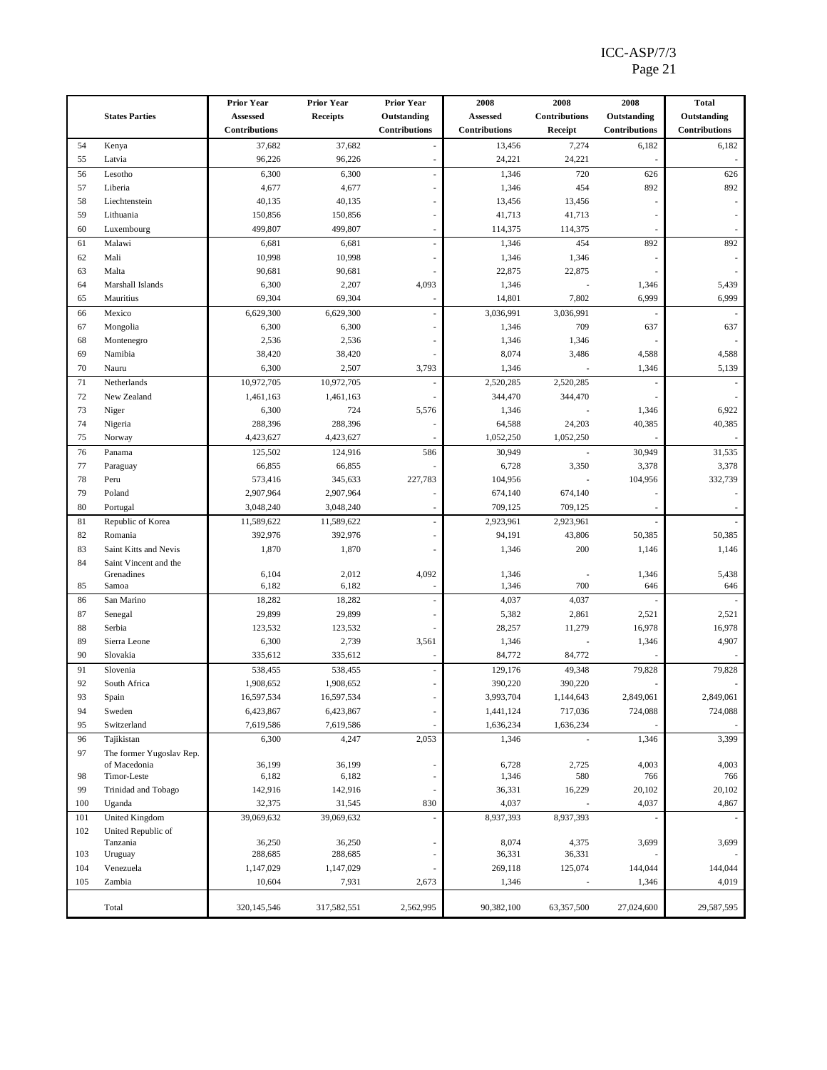| | States Parties | Prior Year Assessed Contributions | Prior Year Receipts | Prior Year Outstanding Contributions | 2008 Assessed Contributions | 2008 Contributions Receipt | 2008 Outstanding Contributions | Total Outstanding Contributions |
|---|---|---|---|---|---|---|---|---|
| 54 | Kenya | 37,682 | 37,682 | - | 13,456 | 7,274 | 6,182 | 6,182 |
| 55 | Latvia | 96,226 | 96,226 | - | 24,221 | 24,221 | - | - |
| 56 | Lesotho | 6,300 | 6,300 | - | 1,346 | 720 | 626 | 626 |
| 57 | Liberia | 4,677 | 4,677 | - | 1,346 | 454 | 892 | 892 |
| 58 | Liechtenstein | 40,135 | 40,135 | - | 13,456 | 13,456 | - | - |
| 59 | Lithuania | 150,856 | 150,856 | - | 41,713 | 41,713 | - | - |
| 60 | Luxembourg | 499,807 | 499,807 | - | 114,375 | 114,375 | - | - |
| 61 | Malawi | 6,681 | 6,681 | - | 1,346 | 454 | 892 | 892 |
| 62 | Mali | 10,998 | 10,998 | - | 1,346 | 1,346 | - | - |
| 63 | Malta | 90,681 | 90,681 | - | 22,875 | 22,875 | - | - |
| 64 | Marshall Islands | 6,300 | 2,207 | 4,093 | 1,346 | - | 1,346 | 5,439 |
| 65 | Mauritius | 69,304 | 69,304 | - | 14,801 | 7,802 | 6,999 | 6,999 |
| 66 | Mexico | 6,629,300 | 6,629,300 | - | 3,036,991 | 3,036,991 | - | - |
| 67 | Mongolia | 6,300 | 6,300 | - | 1,346 | 709 | 637 | 637 |
| 68 | Montenegro | 2,536 | 2,536 | - | 1,346 | 1,346 | - | - |
| 69 | Namibia | 38,420 | 38,420 | - | 8,074 | 3,486 | 4,588 | 4,588 |
| 70 | Nauru | 6,300 | 2,507 | 3,793 | 1,346 | - | 1,346 | 5,139 |
| 71 | Netherlands | 10,972,705 | 10,972,705 | - | 2,520,285 | 2,520,285 | - | - |
| 72 | New Zealand | 1,461,163 | 1,461,163 | - | 344,470 | 344,470 | - | - |
| 73 | Niger | 6,300 | 724 | 5,576 | 1,346 | - | 1,346 | 6,922 |
| 74 | Nigeria | 288,396 | 288,396 | - | 64,588 | 24,203 | 40,385 | 40,385 |
| 75 | Norway | 4,423,627 | 4,423,627 | - | 1,052,250 | 1,052,250 | - | - |
| 76 | Panama | 125,502 | 124,916 | 586 | 30,949 | - | 30,949 | 31,535 |
| 77 | Paraguay | 66,855 | 66,855 | - | 6,728 | 3,350 | 3,378 | 3,378 |
| 78 | Peru | 573,416 | 345,633 | 227,783 | 104,956 | - | 104,956 | 332,739 |
| 79 | Poland | 2,907,964 | 2,907,964 | - | 674,140 | 674,140 | - | - |
| 80 | Portugal | 3,048,240 | 3,048,240 | - | 709,125 | 709,125 | - | - |
| 81 | Republic of Korea | 11,589,622 | 11,589,622 | - | 2,923,961 | 2,923,961 | - | - |
| 82 | Romania | 392,976 | 392,976 | - | 94,191 | 43,806 | 50,385 | 50,385 |
| 83 | Saint Kitts and Nevis | 1,870 | 1,870 | - | 1,346 | 200 | 1,146 | 1,146 |
| 84 | Saint Vincent and the Grenadines | 6,104 | 2,012 | 4,092 | 1,346 | - | 1,346 | 5,438 |
| 85 | Samoa | 6,182 | 6,182 | - | 1,346 | 700 | 646 | 646 |
| 86 | San Marino | 18,282 | 18,282 | - | 4,037 | 4,037 | - | - |
| 87 | Senegal | 29,899 | 29,899 | - | 5,382 | 2,861 | 2,521 | 2,521 |
| 88 | Serbia | 123,532 | 123,532 | - | 28,257 | 11,279 | 16,978 | 16,978 |
| 89 | Sierra Leone | 6,300 | 2,739 | 3,561 | 1,346 | - | 1,346 | 4,907 |
| 90 | Slovakia | 335,612 | 335,612 | - | 84,772 | 84,772 | - | - |
| 91 | Slovenia | 538,455 | 538,455 | - | 129,176 | 49,348 | 79,828 | 79,828 |
| 92 | South Africa | 1,908,652 | 1,908,652 | - | 390,220 | 390,220 | - | - |
| 93 | Spain | 16,597,534 | 16,597,534 | - | 3,993,704 | 1,144,643 | 2,849,061 | 2,849,061 |
| 94 | Sweden | 6,423,867 | 6,423,867 | - | 1,441,124 | 717,036 | 724,088 | 724,088 |
| 95 | Switzerland | 7,619,586 | 7,619,586 | - | 1,636,234 | 1,636,234 | - | - |
| 96 | Tajikistan | 6,300 | 4,247 | 2,053 | 1,346 | - | 1,346 | 3,399 |
| 97 | The former Yugoslav Rep. of Macedonia | 36,199 | 36,199 | - | 6,728 | 2,725 | 4,003 | 4,003 |
| 98 | Timor-Leste | 6,182 | 6,182 | - | 1,346 | 580 | 766 | 766 |
| 99 | Trinidad and Tobago | 142,916 | 142,916 | - | 36,331 | 16,229 | 20,102 | 20,102 |
| 100 | Uganda | 32,375 | 31,545 | 830 | 4,037 | - | 4,037 | 4,867 |
| 101 | United Kingdom | 39,069,632 | 39,069,632 | - | 8,937,393 | 8,937,393 | - | - |
| 102 | United Republic of Tanzania | 36,250 | 36,250 | - | 8,074 | 4,375 | 3,699 | 3,699 |
| 103 | Uruguay | 288,685 | 288,685 | - | 36,331 | 36,331 | - | - |
| 104 | Venezuela | 1,147,029 | 1,147,029 | - | 269,118 | 125,074 | 144,044 | 144,044 |
| 105 | Zambia | 10,604 | 7,931 | 2,673 | 1,346 | - | 1,346 | 4,019 |
| | Total | 320,145,546 | 317,582,551 | 2,562,995 | 90,382,100 | 63,357,500 | 27,024,600 | 29,587,595 |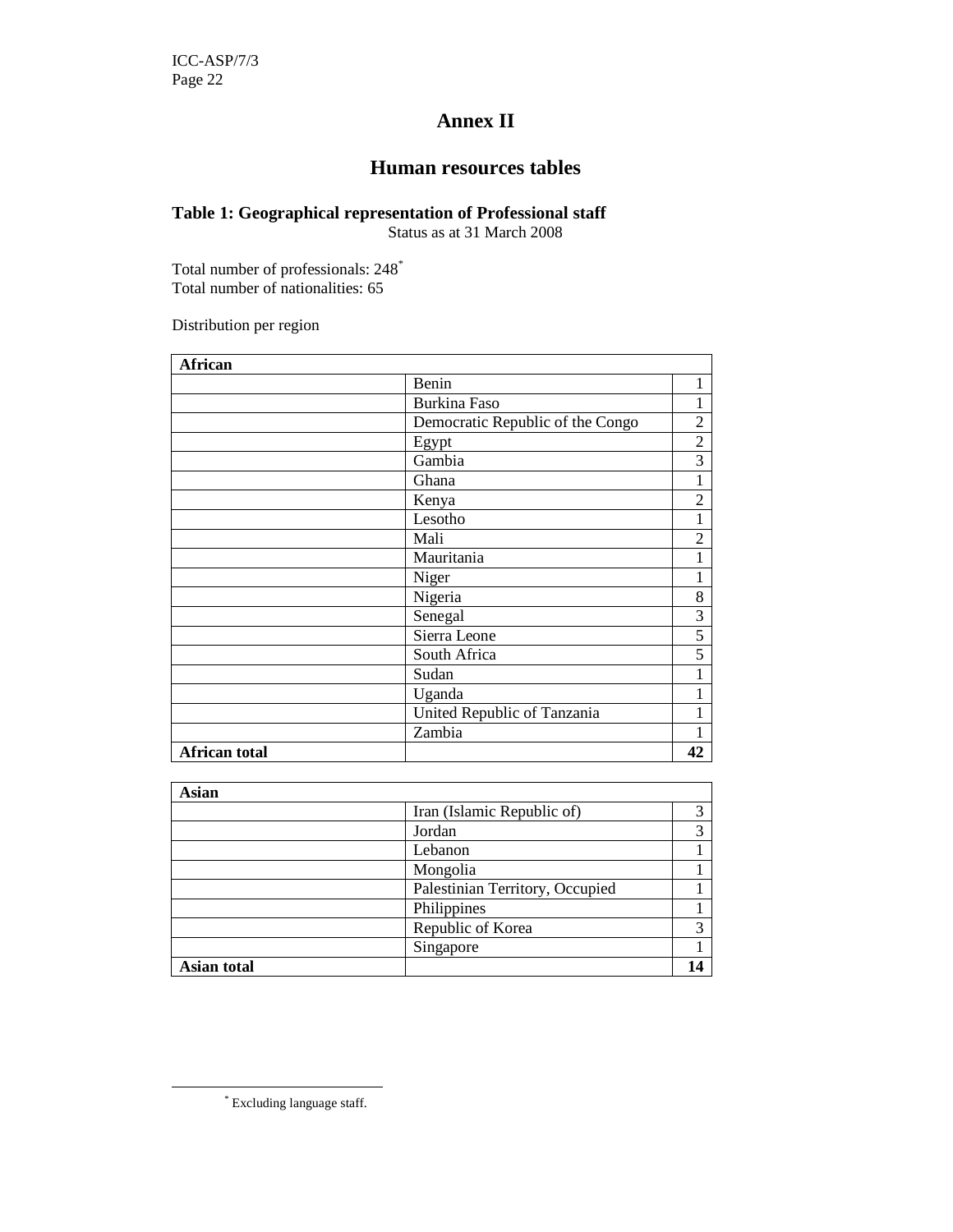# Annex II

## Human resources tables

### Table 1: Geographical representation of Professional staff

Status as at 31 March 2008

Total number of professionals: 248[*]
Total number of nationalities: 65

Distribution per region

| African | | |
|---|---|---|
| | Benin | 1 |
| | Burkina Faso | 1 |
| | Democratic Republic of the Congo | 2 |
| | Egypt | 2 |
| | Gambia | 3 |
| | Ghana | 1 |
| | Kenya | 2 |
| | Lesotho | 1 |
| | Mali | 2 |
| | Mauritania | 1 |
| | Niger | 1 |
| | Nigeria | 8 |
| | Senegal | 3 |
| | Sierra Leone | 5 |
| | South Africa | 5 |
| | Sudan | 1 |
| | Uganda | 1 |
| | United Republic of Tanzania | 1 |
| | Zambia | 1 |
| **African total** | | **42** |

| Asian | | |
|---|---|---|
| | Iran (Islamic Republic of) | 3 |
| | Jordan | 3 |
| | Lebanon | 1 |
| | Mongolia | 1 |
| | Palestinian Territory, Occupied | 1 |
| | Philippines | 1 |
| | Republic of Korea | 3 |
| | Singapore | 1 |
| **Asian total** | | **14** |

[*] Excluding language staff.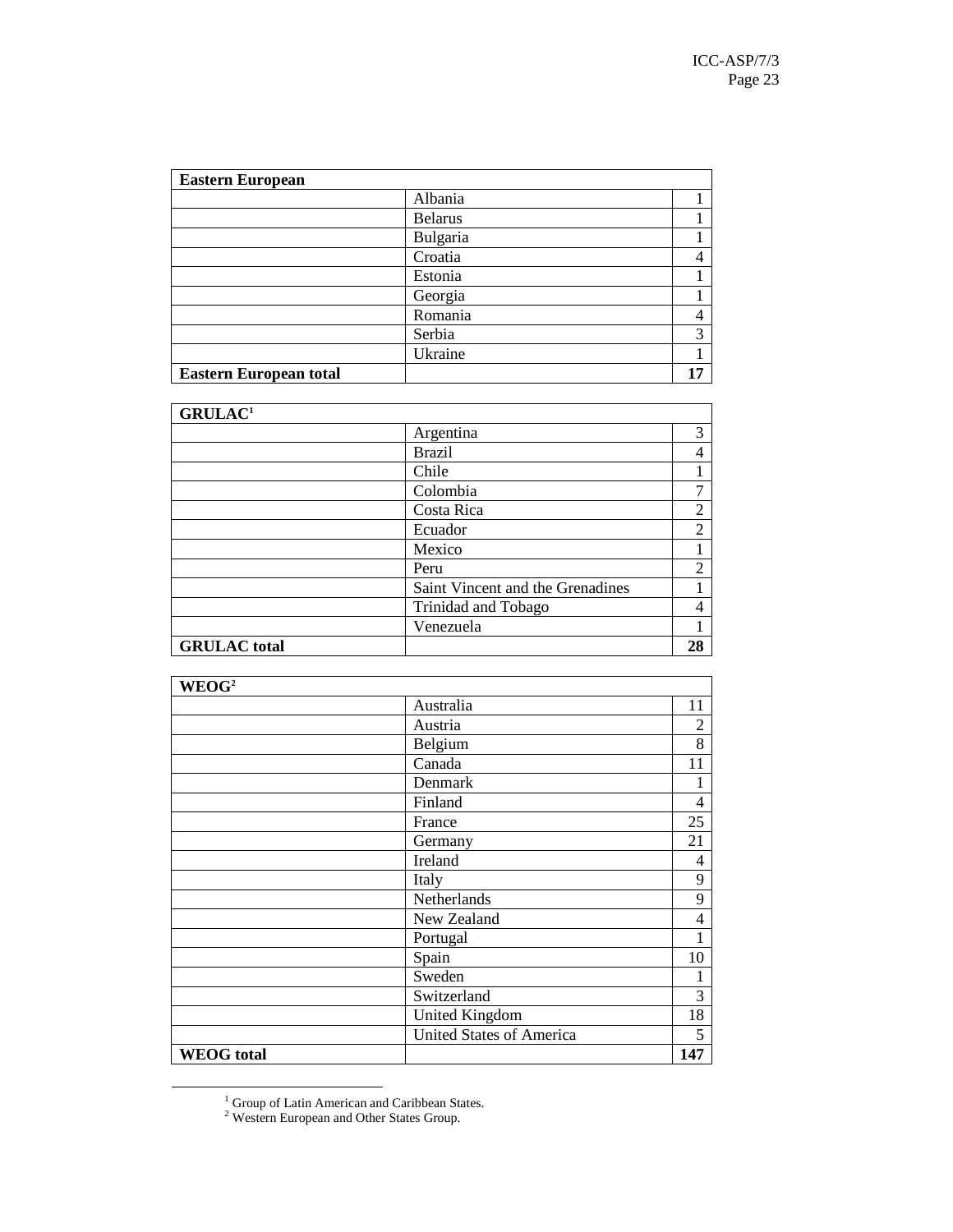| Eastern European | | |
|---|---|---|
| | Albania | 1 |
| | Belarus | 1 |
| | Bulgaria | 1 |
| | Croatia | 4 |
| | Estonia | 1 |
| | Georgia | 1 |
| | Romania | 4 |
| | Serbia | 3 |
| | Ukraine | 1 |
| **Eastern European total** | | **17** |

| GRULAC[1] | | |
|---|---|---|
| | Argentina | 3 |
| | Brazil | 4 |
| | Chile | 1 |
| | Colombia | 7 |
| | Costa Rica | 2 |
| | Ecuador | 2 |
| | Mexico | 1 |
| | Peru | 2 |
| | Saint Vincent and the Grenadines | 1 |
| | Trinidad and Tobago | 4 |
| | Venezuela | 1 |
| **GRULAC total** | | **28** |

| WEOG[2] | | |
|---|---|---|
| | Australia | 11 |
| | Austria | 2 |
| | Belgium | 8 |
| | Canada | 11 |
| | Denmark | 1 |
| | Finland | 4 |
| | France | 25 |
| | Germany | 21 |
| | Ireland | 4 |
| | Italy | 9 |
| | Netherlands | 9 |
| | New Zealand | 4 |
| | Portugal | 1 |
| | Spain | 10 |
| | Sweden | 1 |
| | Switzerland | 3 |
| | United Kingdom | 18 |
| | United States of America | 5 |
| **WEOG total** | | **147** |

[1] Group of Latin American and Caribbean States.
[2] Western European and Other States Group.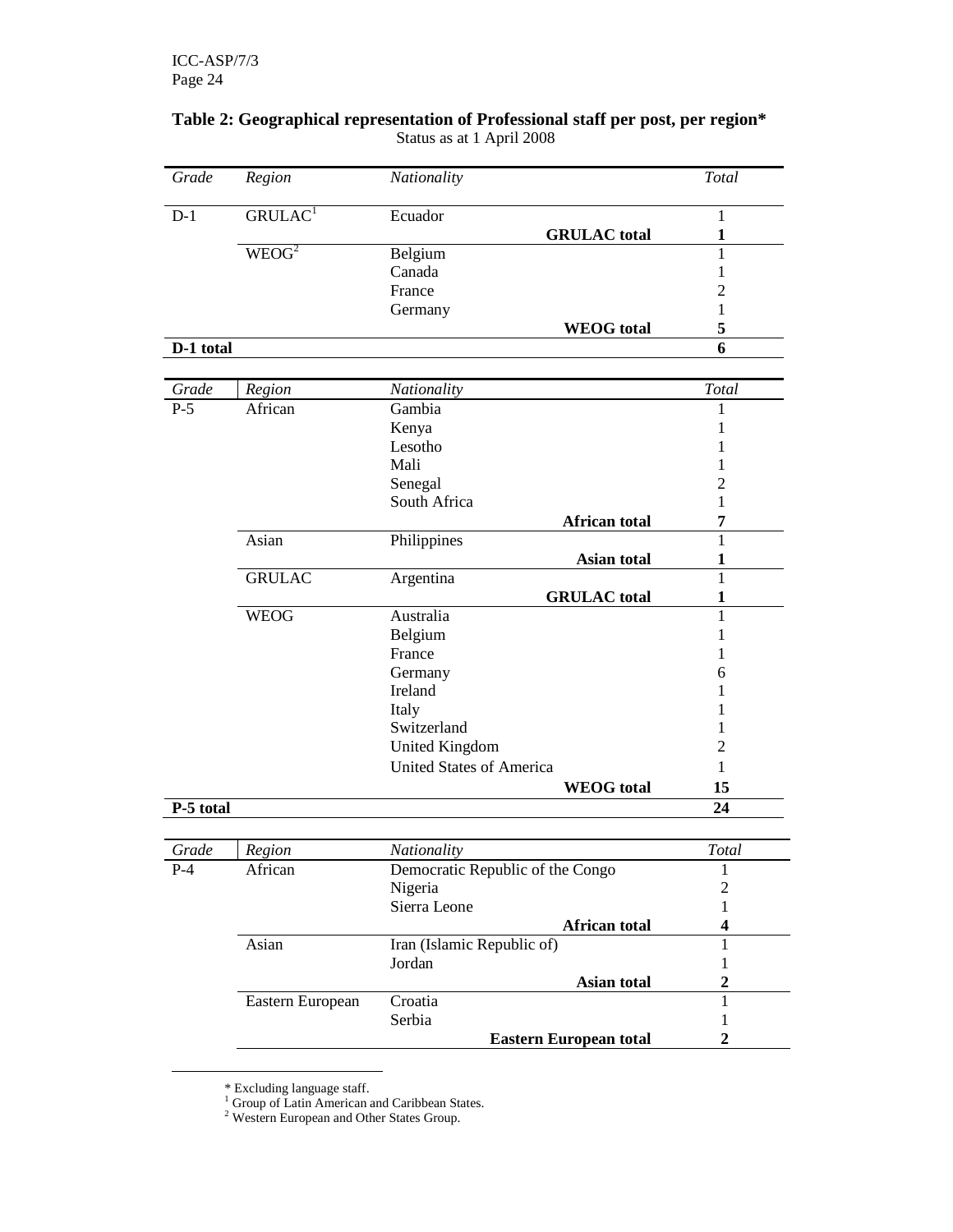**Table 2: Geographical representation of Professional staff per post, per region***

Status as at 1 April 2008

| *Grade* | *Region* | *Nationality* | *Total* |
|---|---|---|---|
| D-1 | GRULAC[1] | Ecuador | 1 |
| | | **GRULAC total** | **1** |
| | WEOG[2] | Belgium | 1 |
| | | Canada | 1 |
| | | France | 2 |
| | | Germany | 1 |
| | | **WEOG total** | **5** |
| **D-1 total** | | | **6** |

| *Grade* | *Region* | *Nationality* | *Total* |
|---|---|---|---|
| P-5 | African | Gambia | 1 |
| | | Kenya | 1 |
| | | Lesotho | 1 |
| | | Mali | 1 |
| | | Senegal | 2 |
| | | South Africa | 1 |
| | | **African total** | **7** |
| | Asian | Philippines | 1 |
| | | **Asian total** | **1** |
| | GRULAC | Argentina | 1 |
| | | **GRULAC total** | **1** |
| | WEOG | Australia | 1 |
| | | Belgium | 1 |
| | | France | 1 |
| | | Germany | 6 |
| | | Ireland | 1 |
| | | Italy | 1 |
| | | Switzerland | 1 |
| | | United Kingdom | 2 |
| | | United States of America | 1 |
| | | **WEOG total** | **15** |
| **P-5 total** | | | **24** |

| *Grade* | *Region* | *Nationality* | *Total* |
|---|---|---|---|
| P-4 | African | Democratic Republic of the Congo | 1 |
| | | Nigeria | 2 |
| | | Sierra Leone | 1 |
| | | **African total** | **4** |
| | Asian | Iran (Islamic Republic of) | 1 |
| | | Jordan | 1 |
| | | **Asian total** | **2** |
| | Eastern European | Croatia | 1 |
| | | Serbia | 1 |
| | | **Eastern European total** | **2** |

* Excluding language staff.

[1] Group of Latin American and Caribbean States.

[2] Western European and Other States Group.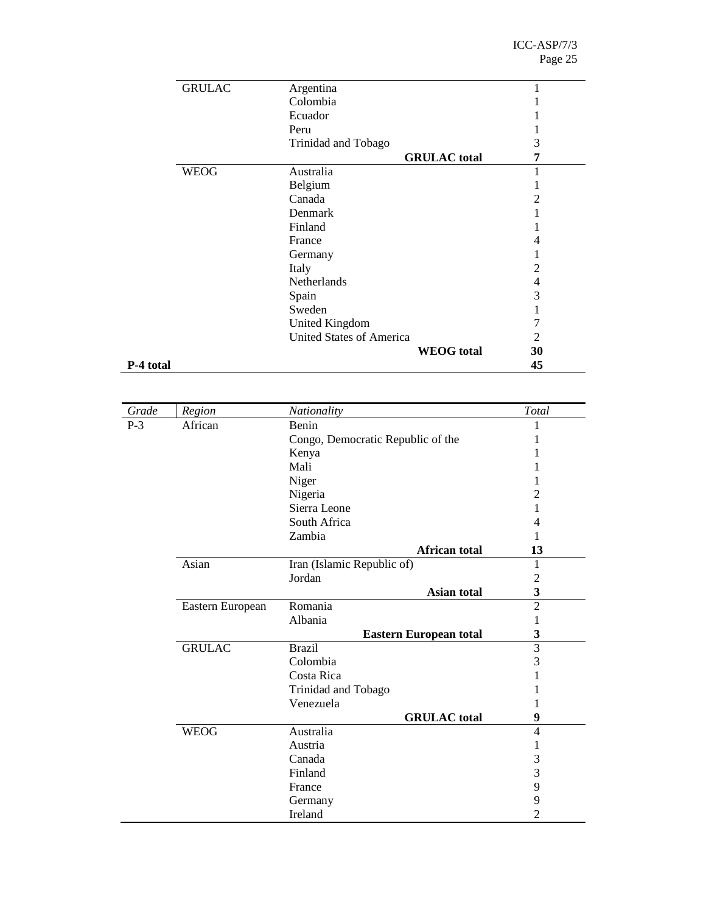| | | | |
|---|---|---|---|
| | GRULAC | Argentina | 1 |
| | | Colombia | 1 |
| | | Ecuador | 1 |
| | | Peru | 1 |
| | | Trinidad and Tobago | 3 |
| | | **GRULAC total** | **7** |
| | WEOG | Australia | 1 |
| | | Belgium | 1 |
| | | Canada | 2 |
| | | Denmark | 1 |
| | | Finland | 1 |
| | | France | 4 |
| | | Germany | 1 |
| | | Italy | 2 |
| | | Netherlands | 4 |
| | | Spain | 3 |
| | | Sweden | 1 |
| | | United Kingdom | 7 |
| | | United States of America | 2 |
| | | **WEOG total** | **30** |
| **P-4 total** | | | **45** |

| *Grade* | *Region* | *Nationality* | *Total* |
|---|---|---|---|
| P-3 | African | Benin | 1 |
| | | Congo, Democratic Republic of the | 1 |
| | | Kenya | 1 |
| | | Mali | 1 |
| | | Niger | 1 |
| | | Nigeria | 2 |
| | | Sierra Leone | 1 |
| | | South Africa | 4 |
| | | Zambia | 1 |
| | | **African total** | **13** |
| | Asian | Iran (Islamic Republic of) | 1 |
| | | Jordan | 2 |
| | | **Asian total** | **3** |
| | Eastern European | Romania | 2 |
| | | Albania | 1 |
| | | **Eastern European total** | **3** |
| | GRULAC | Brazil | 3 |
| | | Colombia | 3 |
| | | Costa Rica | 1 |
| | | Trinidad and Tobago | 1 |
| | | Venezuela | 1 |
| | | **GRULAC total** | **9** |
| | WEOG | Australia | 4 |
| | | Austria | 1 |
| | | Canada | 3 |
| | | Finland | 3 |
| | | France | 9 |
| | | Germany | 9 |
| | | Ireland | 2 |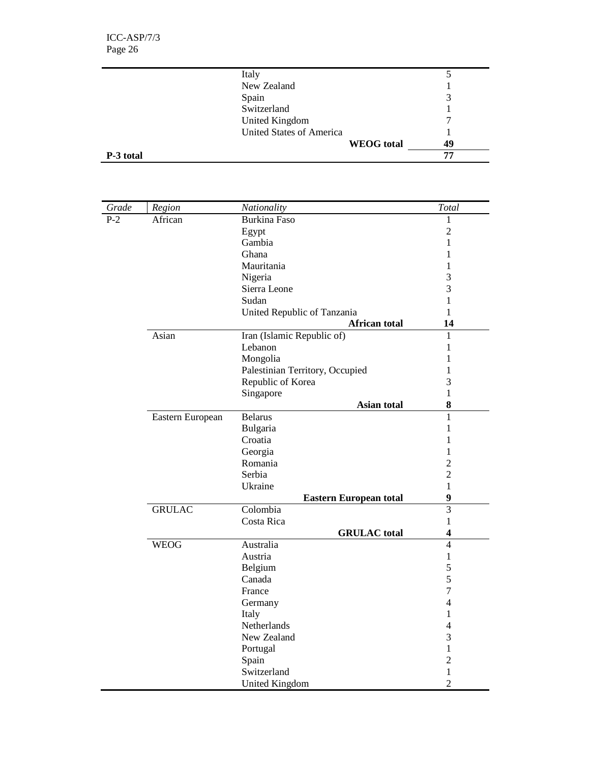| | | | |
|---|---|---|---|
| | | Italy | 5 |
| | | New Zealand | 1 |
| | | Spain | 3 |
| | | Switzerland | 1 |
| | | United Kingdom | 7 |
| | | United States of America | 1 |
| | | **WEOG total** | **49** |
| **P-3 total** | | | **77** |

| *Grade* | *Region* | *Nationality* | *Total* |
|---|---|---|---|
| P-2 | African | Burkina Faso | 1 |
| | | Egypt | 2 |
| | | Gambia | 1 |
| | | Ghana | 1 |
| | | Mauritania | 1 |
| | | Nigeria | 3 |
| | | Sierra Leone | 3 |
| | | Sudan | 1 |
| | | United Republic of Tanzania | 1 |
| | | **African total** | **14** |
| | Asian | Iran (Islamic Republic of) | 1 |
| | | Lebanon | 1 |
| | | Mongolia | 1 |
| | | Palestinian Territory, Occupied | 1 |
| | | Republic of Korea | 3 |
| | | Singapore | 1 |
| | | **Asian total** | **8** |
| | Eastern European | Belarus | 1 |
| | | Bulgaria | 1 |
| | | Croatia | 1 |
| | | Georgia | 1 |
| | | Romania | 2 |
| | | Serbia | 2 |
| | | Ukraine | 1 |
| | | **Eastern European total** | **9** |
| | GRULAC | Colombia | 3 |
| | | Costa Rica | 1 |
| | | **GRULAC total** | **4** |
| | WEOG | Australia | 4 |
| | | Austria | 1 |
| | | Belgium | 5 |
| | | Canada | 5 |
| | | France | 7 |
| | | Germany | 4 |
| | | Italy | 1 |
| | | Netherlands | 4 |
| | | New Zealand | 3 |
| | | Portugal | 1 |
| | | Spain | 2 |
| | | Switzerland | 1 |
| | | United Kingdom | 2 |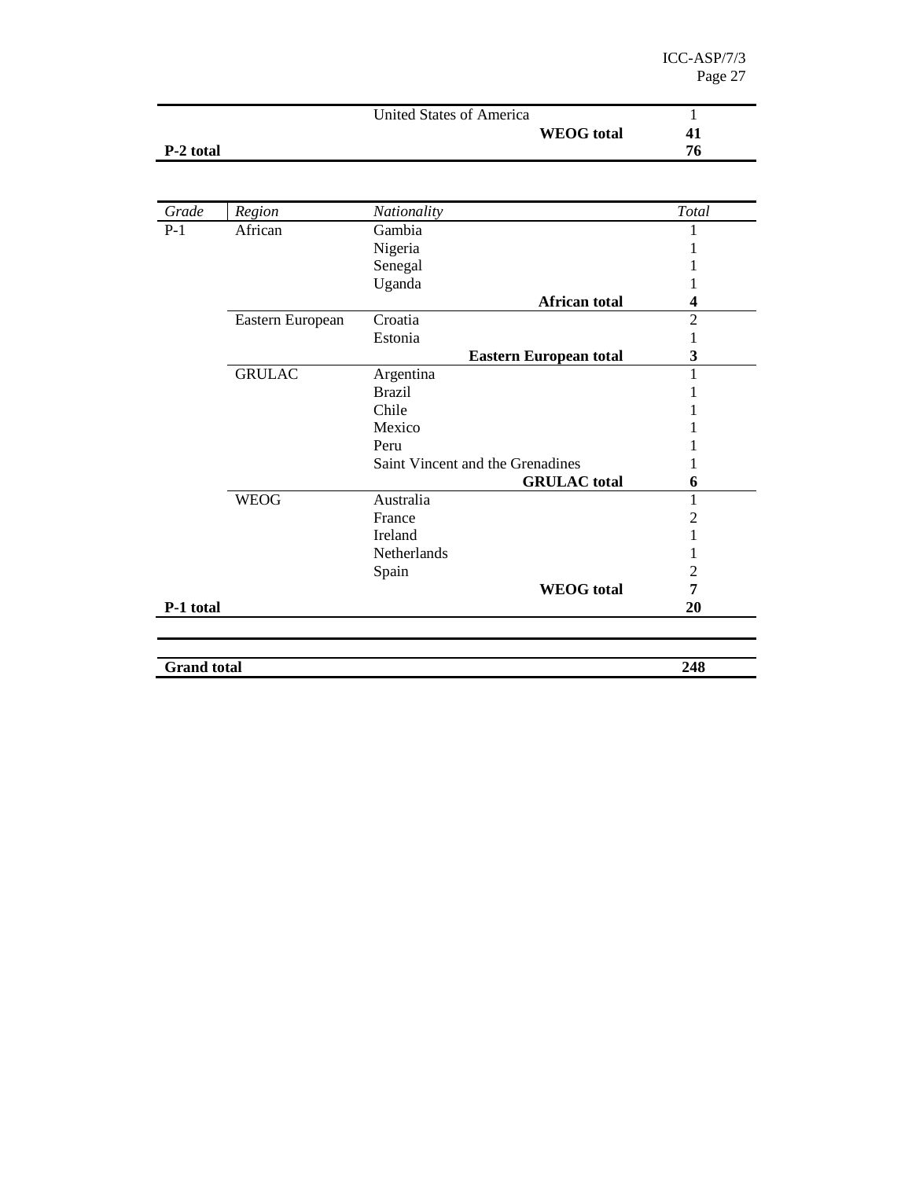| | | | |
|---|---|---|---|
| | | United States of America | 1 |
| | | **WEOG total** | **41** |
| **P-2 total** | | | **76** |

| *Grade* | *Region* | *Nationality* | *Total* |
|---|---|---|---|
| P-1 | African | Gambia | 1 |
| | | Nigeria | 1 |
| | | Senegal | 1 |
| | | Uganda | 1 |
| | | **African total** | **4** |
| | Eastern European | Croatia | 2 |
| | | Estonia | 1 |
| | | **Eastern European total** | **3** |
| | GRULAC | Argentina | 1 |
| | | Brazil | 1 |
| | | Chile | 1 |
| | | Mexico | 1 |
| | | Peru | 1 |
| | | Saint Vincent and the Grenadines | 1 |
| | | **GRULAC total** | **6** |
| | WEOG | Australia | 1 |
| | | France | 2 |
| | | Ireland | 1 |
| | | Netherlands | 1 |
| | | Spain | 2 |
| | | **WEOG total** | **7** |
| **P-1 total** | | | **20** |

| | |
|---|---|
| **Grand total** | **248** |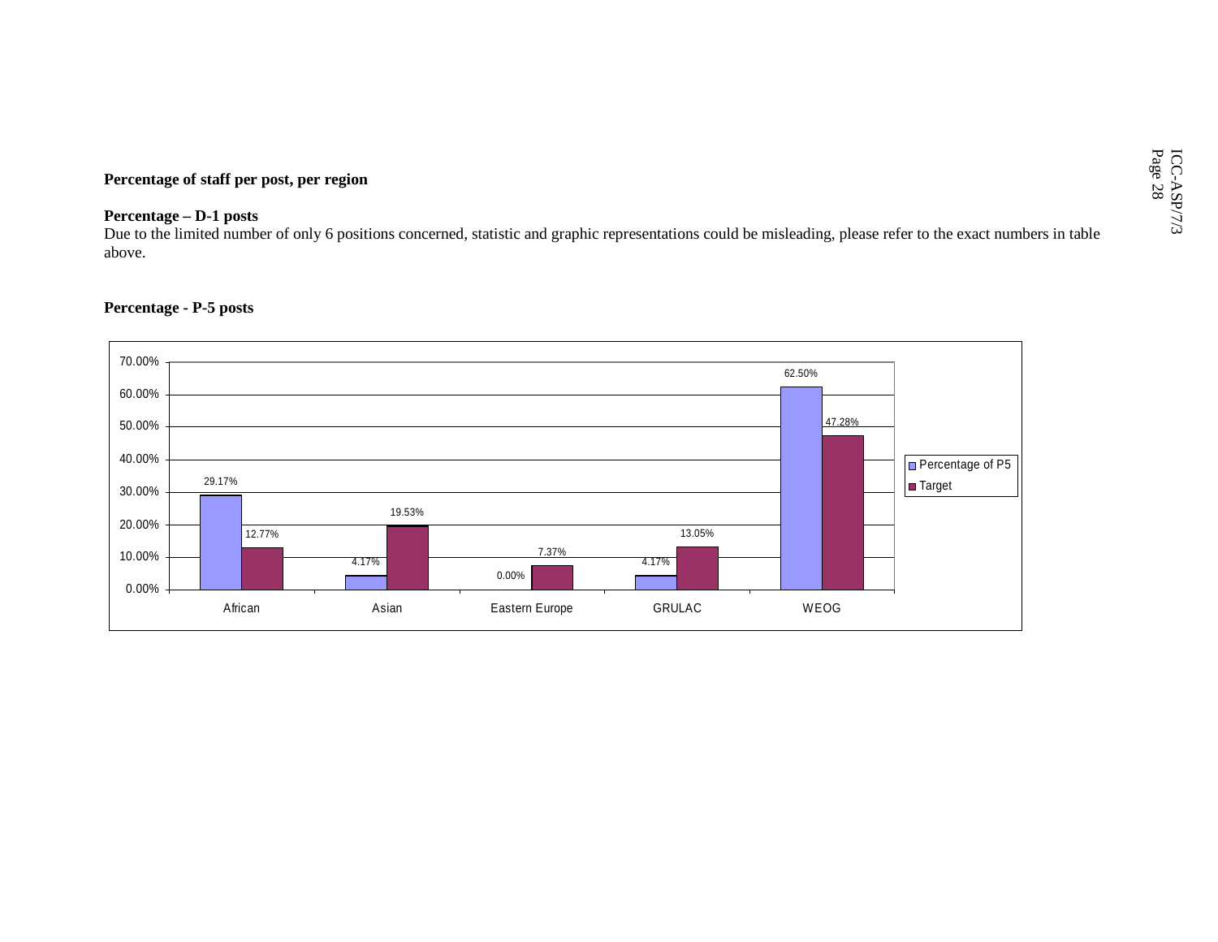**Percentage of staff per post, per region**

**Percentage – D-1 posts**

Due to the limited number of only 6 positions concerned, statistic and graphic representations could be misleading, please refer to the exact numbers in table above.

**Percentage - P-5 posts**

| Region | Percentage of P5 | Target |
| --- | --- | --- |
| African | 29.17% | 12.77% |
| Asian | 4.17% | 19.53% |
| Eastern Europe | 0.00% | 7.37% |
| GRULAC | 4.17% | 13.05% |
| WEOG | 62.50% | 47.28% |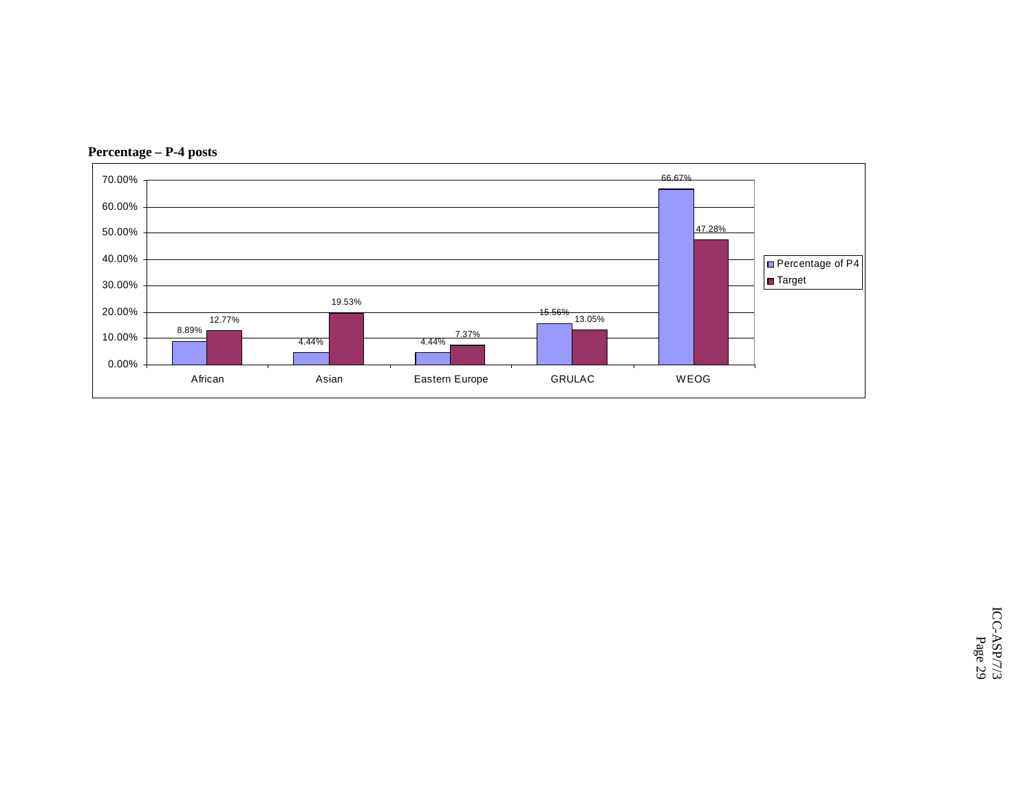**Percentage – P-4 posts**

| | Percentage of P4 | Target |
|---|---|---|
| African | 8.89% | 12.77% |
| Asian | 4.44% | 19.53% |
| Eastern Europe | 4.44% | 7.37% |
| GRULAC | 15.56% | 13.05% |
| WEOG | 66.67% | 47.28% |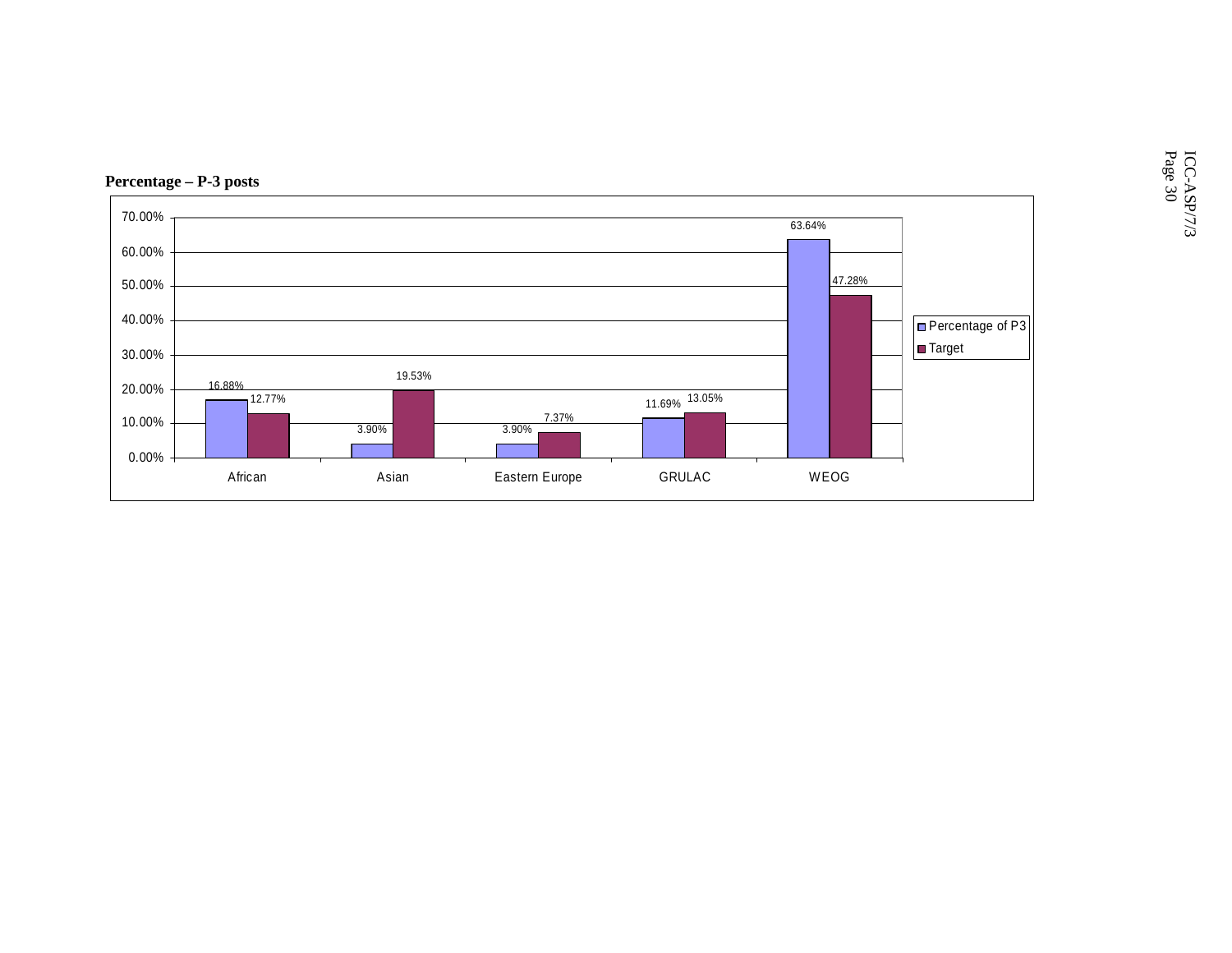**Percentage – P-3 posts**

| | Percentage of P3 | Target |
|---|---|---|
| African | 16.88% | 12.77% |
| Asian | 3.90% | 19.53% |
| Eastern Europe | 3.90% | 7.37% |
| GRULAC | 11.69% | 13.05% |
| WEOG | 63.64% | 47.28% |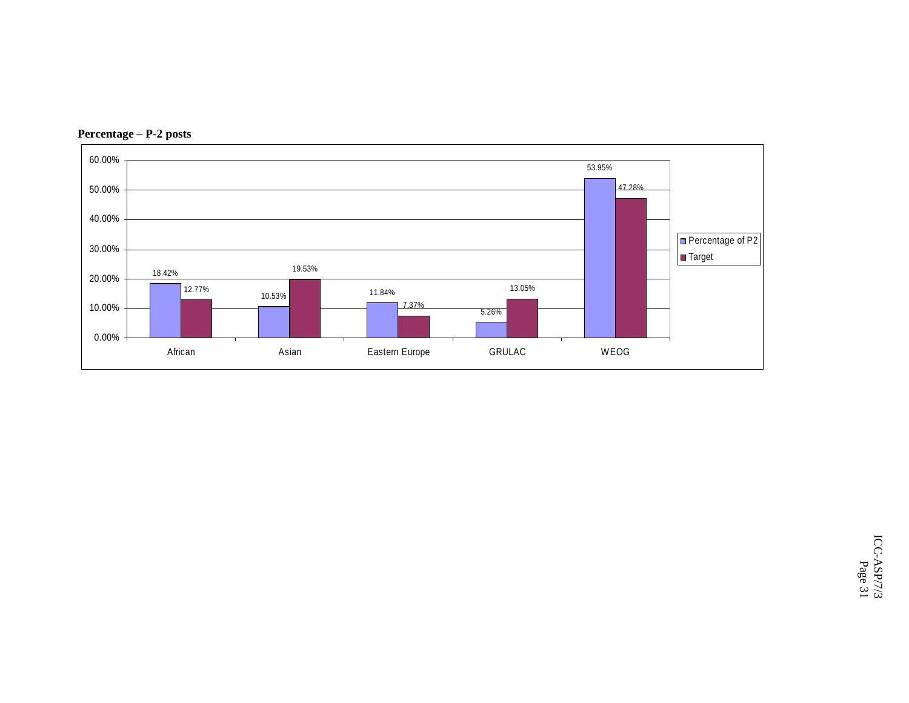**Percentage – P-2 posts**

| | Percentage of P2 | Target |
|---|---|---|
| African | 18.42% | 12.77% |
| Asian | 10.53% | 19.53% |
| Eastern Europe | 11.84% | 7.37% |
| GRULAC | 5.26% | 13.05% |
| WEOG | 53.95% | 47.28% |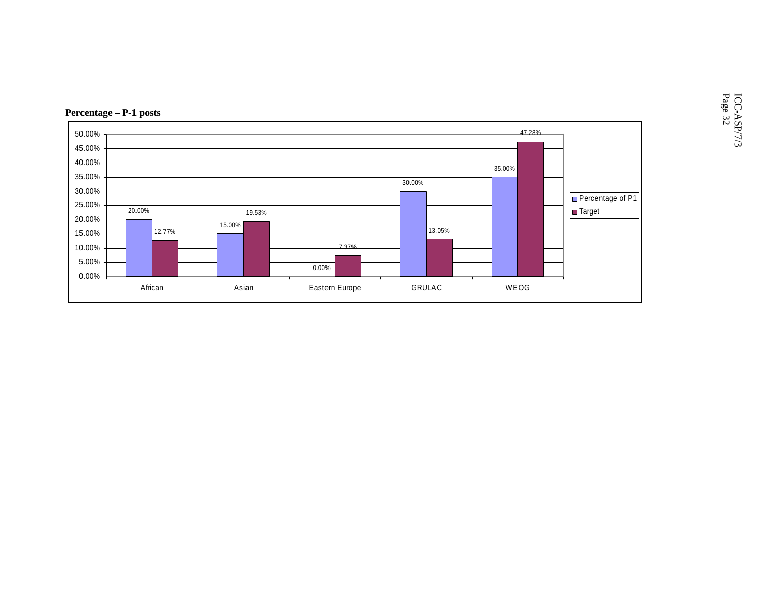**Percentage – P-1 posts**

| | Percentage of P1 | Target |
|---|---|---|
| African | 20.00% | 12.77% |
| Asian | 15.00% | 19.53% |
| Eastern Europe | 0.00% | 7.37% |
| GRULAC | 30.00% | 13.05% |
| WEOG | 35.00% | 47.28% |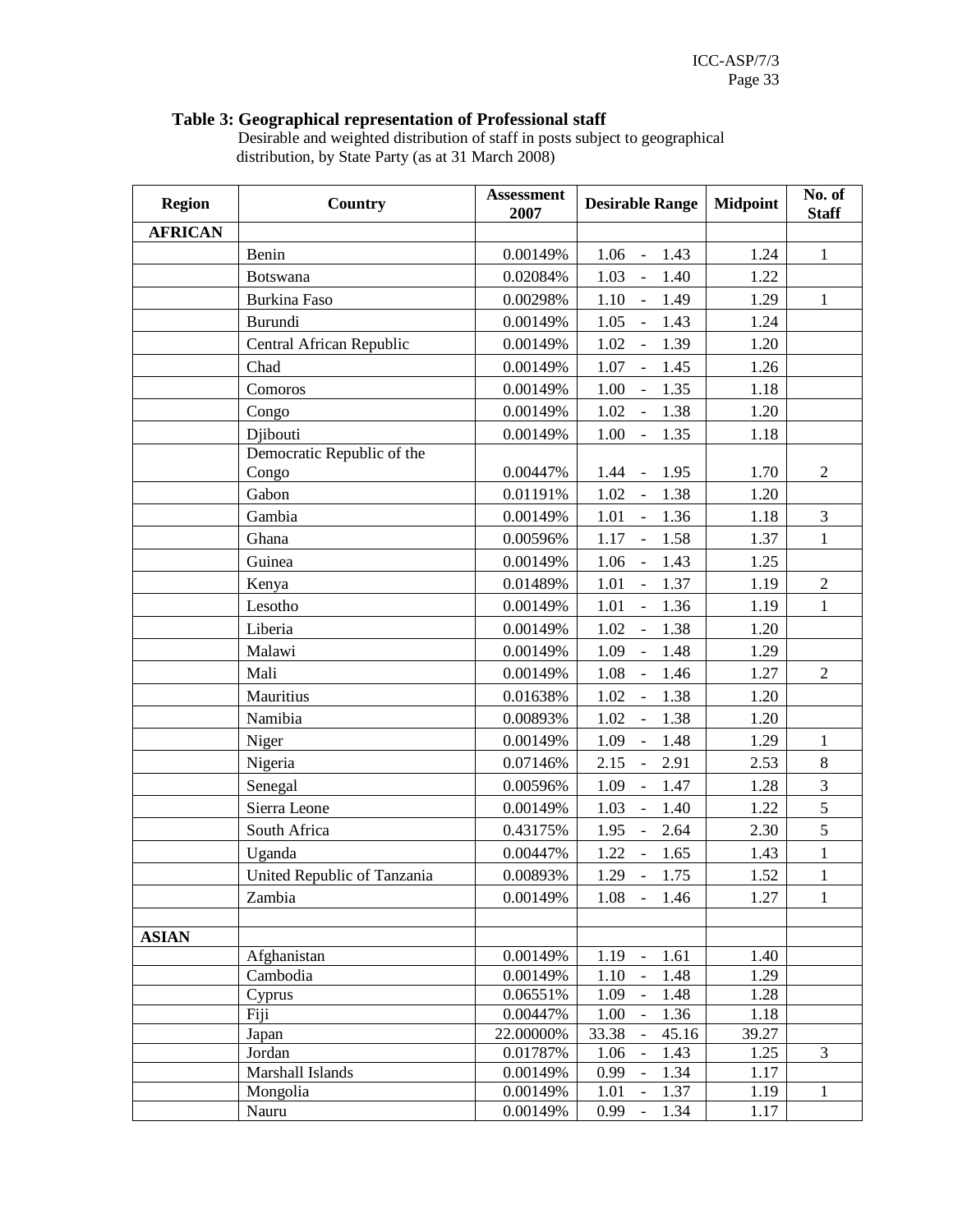**Table 3: Geographical representation of Professional staff**

Desirable and weighted distribution of staff in posts subject to geographical distribution, by State Party (as at 31 March 2008)

| Region | Country | Assessment 2007 | Desirable Range | Midpoint | No. of Staff |
|---|---|---|---|---|---|
| **AFRICAN** | | | | | |
| | Benin | 0.00149% | 1.06 - 1.43 | 1.24 | 1 |
| | Botswana | 0.02084% | 1.03 - 1.40 | 1.22 | |
| | Burkina Faso | 0.00298% | 1.10 - 1.49 | 1.29 | 1 |
| | Burundi | 0.00149% | 1.05 - 1.43 | 1.24 | |
| | Central African Republic | 0.00149% | 1.02 - 1.39 | 1.20 | |
| | Chad | 0.00149% | 1.07 - 1.45 | 1.26 | |
| | Comoros | 0.00149% | 1.00 - 1.35 | 1.18 | |
| | Congo | 0.00149% | 1.02 - 1.38 | 1.20 | |
| | Djibouti | 0.00149% | 1.00 - 1.35 | 1.18 | |
| | Democratic Republic of the Congo | 0.00447% | 1.44 - 1.95 | 1.70 | 2 |
| | Gabon | 0.01191% | 1.02 - 1.38 | 1.20 | |
| | Gambia | 0.00149% | 1.01 - 1.36 | 1.18 | 3 |
| | Ghana | 0.00596% | 1.17 - 1.58 | 1.37 | 1 |
| | Guinea | 0.00149% | 1.06 - 1.43 | 1.25 | |
| | Kenya | 0.01489% | 1.01 - 1.37 | 1.19 | 2 |
| | Lesotho | 0.00149% | 1.01 - 1.36 | 1.19 | 1 |
| | Liberia | 0.00149% | 1.02 - 1.38 | 1.20 | |
| | Malawi | 0.00149% | 1.09 - 1.48 | 1.29 | |
| | Mali | 0.00149% | 1.08 - 1.46 | 1.27 | 2 |
| | Mauritius | 0.01638% | 1.02 - 1.38 | 1.20 | |
| | Namibia | 0.00893% | 1.02 - 1.38 | 1.20 | |
| | Niger | 0.00149% | 1.09 - 1.48 | 1.29 | 1 |
| | Nigeria | 0.07146% | 2.15 - 2.91 | 2.53 | 8 |
| | Senegal | 0.00596% | 1.09 - 1.47 | 1.28 | 3 |
| | Sierra Leone | 0.00149% | 1.03 - 1.40 | 1.22 | 5 |
| | South Africa | 0.43175% | 1.95 - 2.64 | 2.30 | 5 |
| | Uganda | 0.00447% | 1.22 - 1.65 | 1.43 | 1 |
| | United Republic of Tanzania | 0.00893% | 1.29 - 1.75 | 1.52 | 1 |
| | Zambia | 0.00149% | 1.08 - 1.46 | 1.27 | 1 |
| | | | | | |
| **ASIAN** | | | | | |
| | Afghanistan | 0.00149% | 1.19 - 1.61 | 1.40 | |
| | Cambodia | 0.00149% | 1.10 - 1.48 | 1.29 | |
| | Cyprus | 0.06551% | 1.09 - 1.48 | 1.28 | |
| | Fiji | 0.00447% | 1.00 - 1.36 | 1.18 | |
| | Japan | 22.00000% | 33.38 - 45.16 | 39.27 | |
| | Jordan | 0.01787% | 1.06 - 1.43 | 1.25 | 3 |
| | Marshall Islands | 0.00149% | 0.99 - 1.34 | 1.17 | |
| | Mongolia | 0.00149% | 1.01 - 1.37 | 1.19 | 1 |
| | Nauru | 0.00149% | 0.99 - 1.34 | 1.17 | |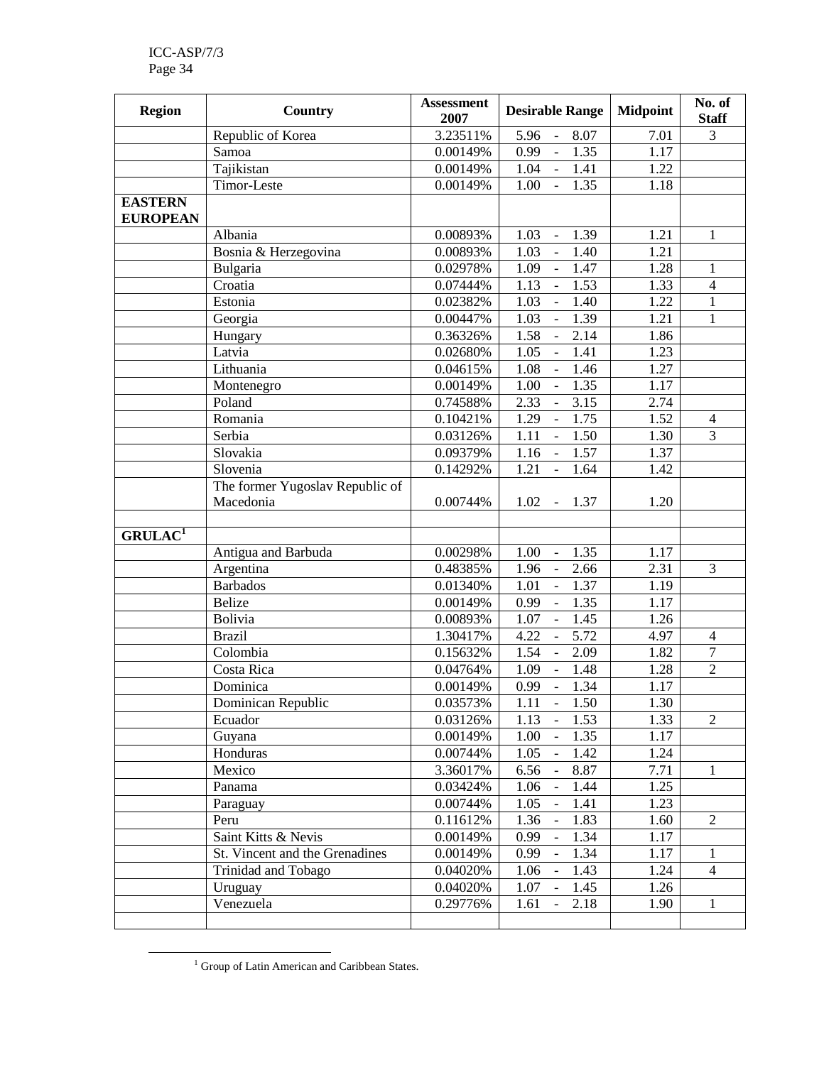| Region | Country | Assessment 2007 | Desirable Range | Midpoint | No. of Staff |
|---|---|---|---|---|---|
| | Republic of Korea | 3.23511% | 5.96 - 8.07 | 7.01 | 3 |
| | Samoa | 0.00149% | 0.99 - 1.35 | 1.17 | |
| | Tajikistan | 0.00149% | 1.04 - 1.41 | 1.22 | |
| | Timor-Leste | 0.00149% | 1.00 - 1.35 | 1.18 | |
| **EASTERN EUROPEAN** | | | | | |
| | Albania | 0.00893% | 1.03 - 1.39 | 1.21 | 1 |
| | Bosnia & Herzegovina | 0.00893% | 1.03 - 1.40 | 1.21 | |
| | Bulgaria | 0.02978% | 1.09 - 1.47 | 1.28 | 1 |
| | Croatia | 0.07444% | 1.13 - 1.53 | 1.33 | 4 |
| | Estonia | 0.02382% | 1.03 - 1.40 | 1.22 | 1 |
| | Georgia | 0.00447% | 1.03 - 1.39 | 1.21 | 1 |
| | Hungary | 0.36326% | 1.58 - 2.14 | 1.86 | |
| | Latvia | 0.02680% | 1.05 - 1.41 | 1.23 | |
| | Lithuania | 0.04615% | 1.08 - 1.46 | 1.27 | |
| | Montenegro | 0.00149% | 1.00 - 1.35 | 1.17 | |
| | Poland | 0.74588% | 2.33 - 3.15 | 2.74 | |
| | Romania | 0.10421% | 1.29 - 1.75 | 1.52 | 4 |
| | Serbia | 0.03126% | 1.11 - 1.50 | 1.30 | 3 |
| | Slovakia | 0.09379% | 1.16 - 1.57 | 1.37 | |
| | Slovenia | 0.14292% | 1.21 - 1.64 | 1.42 | |
| | The former Yugoslav Republic of Macedonia | 0.00744% | 1.02 - 1.37 | 1.20 | |
| | | | | | |
| **GRULAC**[1] | | | | | |
| | Antigua and Barbuda | 0.00298% | 1.00 - 1.35 | 1.17 | |
| | Argentina | 0.48385% | 1.96 - 2.66 | 2.31 | 3 |
| | Barbados | 0.01340% | 1.01 - 1.37 | 1.19 | |
| | Belize | 0.00149% | 0.99 - 1.35 | 1.17 | |
| | Bolivia | 0.00893% | 1.07 - 1.45 | 1.26 | |
| | Brazil | 1.30417% | 4.22 - 5.72 | 4.97 | 4 |
| | Colombia | 0.15632% | 1.54 - 2.09 | 1.82 | 7 |
| | Costa Rica | 0.04764% | 1.09 - 1.48 | 1.28 | 2 |
| | Dominica | 0.00149% | 0.99 - 1.34 | 1.17 | |
| | Dominican Republic | 0.03573% | 1.11 - 1.50 | 1.30 | |
| | Ecuador | 0.03126% | 1.13 - 1.53 | 1.33 | 2 |
| | Guyana | 0.00149% | 1.00 - 1.35 | 1.17 | |
| | Honduras | 0.00744% | 1.05 - 1.42 | 1.24 | |
| | Mexico | 3.36017% | 6.56 - 8.87 | 7.71 | 1 |
| | Panama | 0.03424% | 1.06 - 1.44 | 1.25 | |
| | Paraguay | 0.00744% | 1.05 - 1.41 | 1.23 | |
| | Peru | 0.11612% | 1.36 - 1.83 | 1.60 | 2 |
| | Saint Kitts & Nevis | 0.00149% | 0.99 - 1.34 | 1.17 | |
| | St. Vincent and the Grenadines | 0.00149% | 0.99 - 1.34 | 1.17 | 1 |
| | Trinidad and Tobago | 0.04020% | 1.06 - 1.43 | 1.24 | 4 |
| | Uruguay | 0.04020% | 1.07 - 1.45 | 1.26 | |
| | Venezuela | 0.29776% | 1.61 - 2.18 | 1.90 | 1 |
| | | | | | |

[1] Group of Latin American and Caribbean States.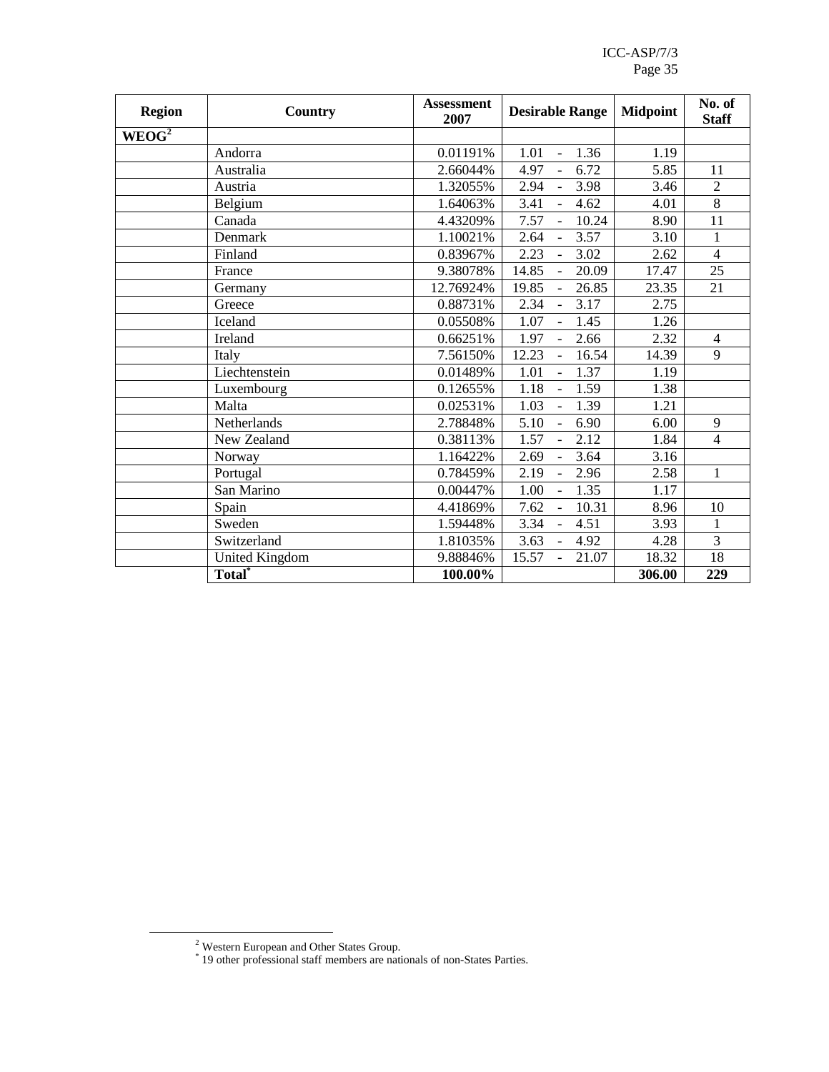| Region | Country | Assessment 2007 | Desirable Range | Midpoint | No. of Staff |
|---|---|---|---|---|---|
| WEOG[2] | | | | | |
| | Andorra | 0.01191% | 1.01 - 1.36 | 1.19 | |
| | Australia | 2.66044% | 4.97 - 6.72 | 5.85 | 11 |
| | Austria | 1.32055% | 2.94 - 3.98 | 3.46 | 2 |
| | Belgium | 1.64063% | 3.41 - 4.62 | 4.01 | 8 |
| | Canada | 4.43209% | 7.57 - 10.24 | 8.90 | 11 |
| | Denmark | 1.10021% | 2.64 - 3.57 | 3.10 | 1 |
| | Finland | 0.83967% | 2.23 - 3.02 | 2.62 | 4 |
| | France | 9.38078% | 14.85 - 20.09 | 17.47 | 25 |
| | Germany | 12.76924% | 19.85 - 26.85 | 23.35 | 21 |
| | Greece | 0.88731% | 2.34 - 3.17 | 2.75 | |
| | Iceland | 0.05508% | 1.07 - 1.45 | 1.26 | |
| | Ireland | 0.66251% | 1.97 - 2.66 | 2.32 | 4 |
| | Italy | 7.56150% | 12.23 - 16.54 | 14.39 | 9 |
| | Liechtenstein | 0.01489% | 1.01 - 1.37 | 1.19 | |
| | Luxembourg | 0.12655% | 1.18 - 1.59 | 1.38 | |
| | Malta | 0.02531% | 1.03 - 1.39 | 1.21 | |
| | Netherlands | 2.78848% | 5.10 - 6.90 | 6.00 | 9 |
| | New Zealand | 0.38113% | 1.57 - 2.12 | 1.84 | 4 |
| | Norway | 1.16422% | 2.69 - 3.64 | 3.16 | |
| | Portugal | 0.78459% | 2.19 - 2.96 | 2.58 | 1 |
| | San Marino | 0.00447% | 1.00 - 1.35 | 1.17 | |
| | Spain | 4.41869% | 7.62 - 10.31 | 8.96 | 10 |
| | Sweden | 1.59448% | 3.34 - 4.51 | 3.93 | 1 |
| | Switzerland | 1.81035% | 3.63 - 4.92 | 4.28 | 3 |
| | United Kingdom | 9.88846% | 15.57 - 21.07 | 18.32 | 18 |
| | **Total*** | **100.00%** | | **306.00** | **229** |

[2] Western European and Other States Group.

* 19 other professional staff members are nationals of non-States Parties.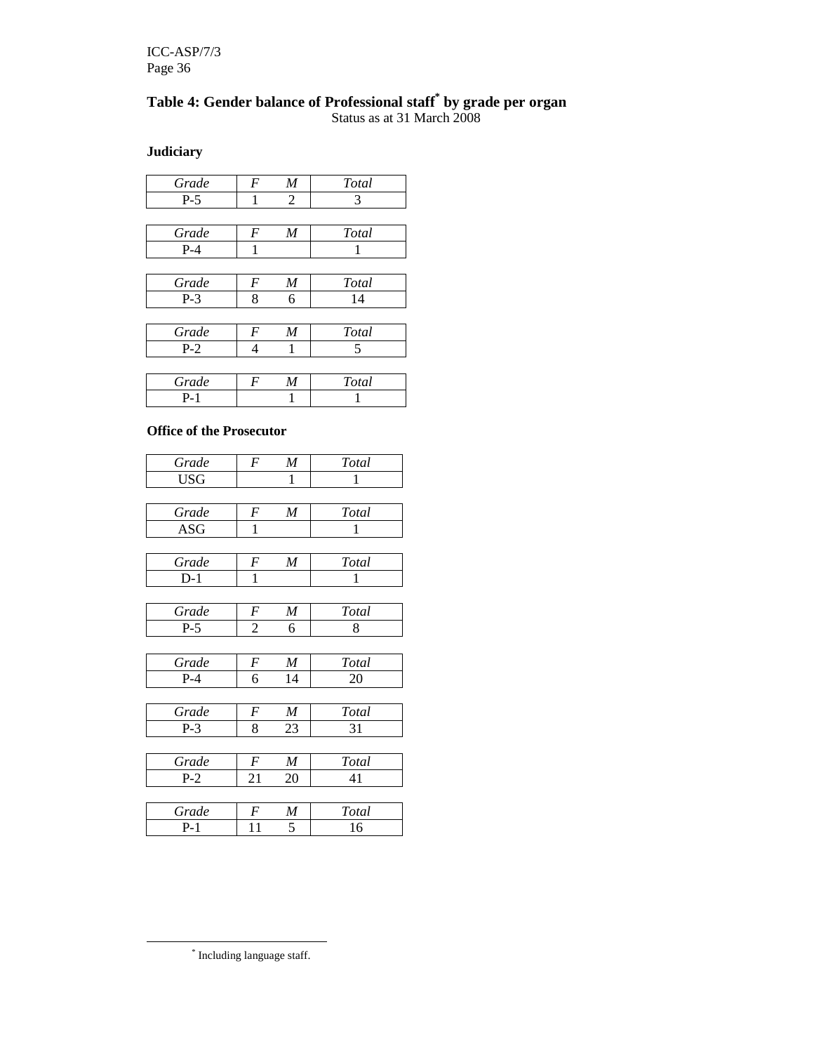## Table 4: Gender balance of Professional staff[*] by grade per organ

Status as at 31 March 2008

**Judiciary**

| *Grade* | *F* | *M* | *Total* |
|---|---|---|---|
| P-5 | 1 | 2 | 3 |

| *Grade* | *F* | *M* | *Total* |
|---|---|---|---|
| P-4 | 1 | | 1 |

| *Grade* | *F* | *M* | *Total* |
|---|---|---|---|
| P-3 | 8 | 6 | 14 |

| *Grade* | *F* | *M* | *Total* |
|---|---|---|---|
| P-2 | 4 | 1 | 5 |

| *Grade* | *F* | *M* | *Total* |
|---|---|---|---|
| P-1 | | 1 | 1 |

**Office of the Prosecutor**

| *Grade* | *F* | *M* | *Total* |
|---|---|---|---|
| USG | | 1 | 1 |

| *Grade* | *F* | *M* | *Total* |
|---|---|---|---|
| ASG | 1 | | 1 |

| *Grade* | *F* | *M* | *Total* |
|---|---|---|---|
| D-1 | 1 | | 1 |

| *Grade* | *F* | *M* | *Total* |
|---|---|---|---|
| P-5 | 2 | 6 | 8 |

| *Grade* | *F* | *M* | *Total* |
|---|---|---|---|
| P-4 | 6 | 14 | 20 |

| *Grade* | *F* | *M* | *Total* |
|---|---|---|---|
| P-3 | 8 | 23 | 31 |

| *Grade* | *F* | *M* | *Total* |
|---|---|---|---|
| P-2 | 21 | 20 | 41 |

| *Grade* | *F* | *M* | *Total* |
|---|---|---|---|
| P-1 | 11 | 5 | 16 |

[*] Including language staff.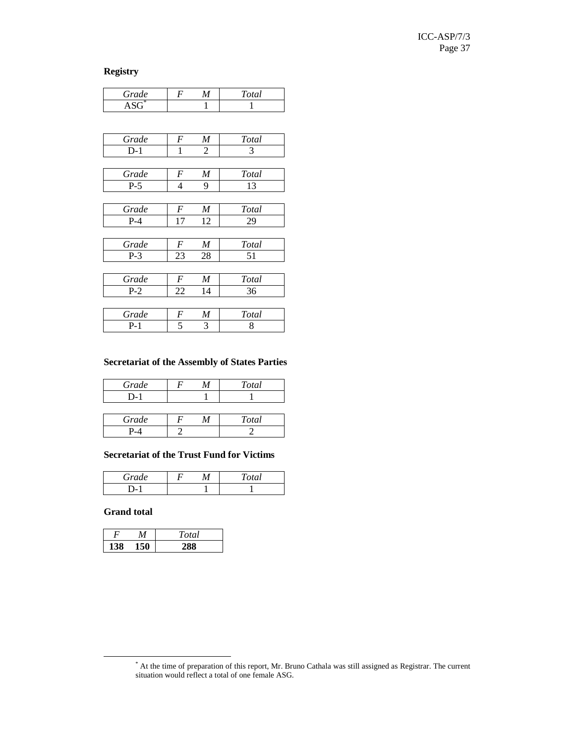**Registry**

| *Grade* | *F* | *M* | *Total* |
|---|---|---|---|
| ASG* | | 1 | 1 |

| *Grade* | *F* | *M* | *Total* |
|---|---|---|---|
| D-1 | 1 | 2 | 3 |

| *Grade* | *F* | *M* | *Total* |
|---|---|---|---|
| P-5 | 4 | 9 | 13 |

| *Grade* | *F* | *M* | *Total* |
|---|---|---|---|
| P-4 | 17 | 12 | 29 |

| *Grade* | *F* | *M* | *Total* |
|---|---|---|---|
| P-3 | 23 | 28 | 51 |

| *Grade* | *F* | *M* | *Total* |
|---|---|---|---|
| P-2 | 22 | 14 | 36 |

| *Grade* | *F* | *M* | *Total* |
|---|---|---|---|
| P-1 | 5 | 3 | 8 |

**Secretariat of the Assembly of States Parties**

| *Grade* | *F* | *M* | *Total* |
|---|---|---|---|
| D-1 | | 1 | 1 |

| *Grade* | *F* | *M* | *Total* |
|---|---|---|---|
| P-4 | 2 | | 2 |

**Secretariat of the Trust Fund for Victims**

| *Grade* | *F* | *M* | *Total* |
|---|---|---|---|
| D-1 | | 1 | 1 |

**Grand total**

| *F* | *M* | *Total* |
|---|---|---|
| **138** | **150** | **288** |

* At the time of preparation of this report, Mr. Bruno Cathala was still assigned as Registrar. The current situation would reflect a total of one female ASG.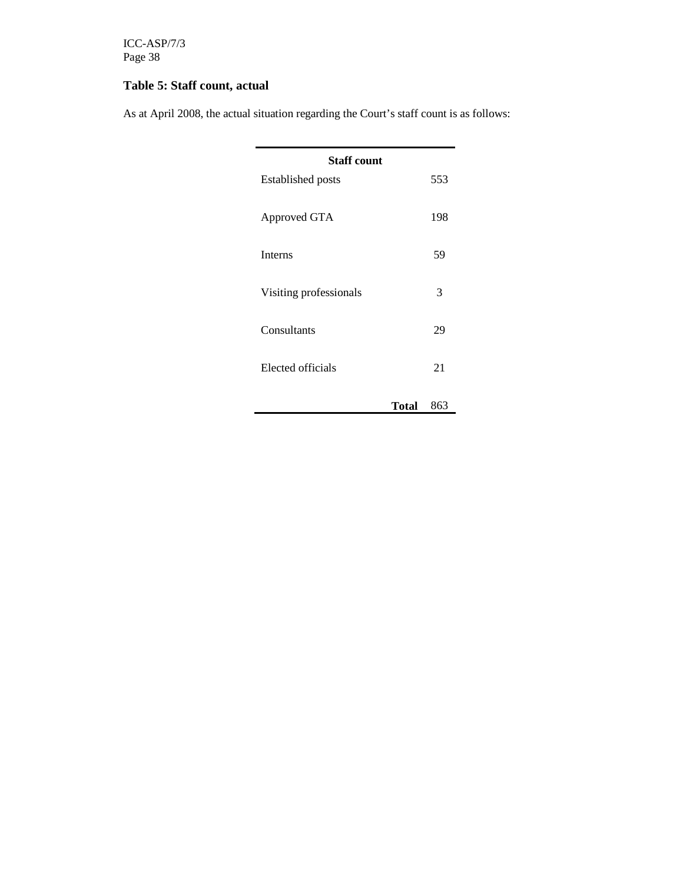**Table 5: Staff count, actual**

As at April 2008, the actual situation regarding the Court's staff count is as follows:

| Staff count | |
|---|---|
| Established posts | 553 |
| Approved GTA | 198 |
| Interns | 59 |
| Visiting professionals | 3 |
| Consultants | 29 |
| Elected officials | 21 |
| **Total** | 863 |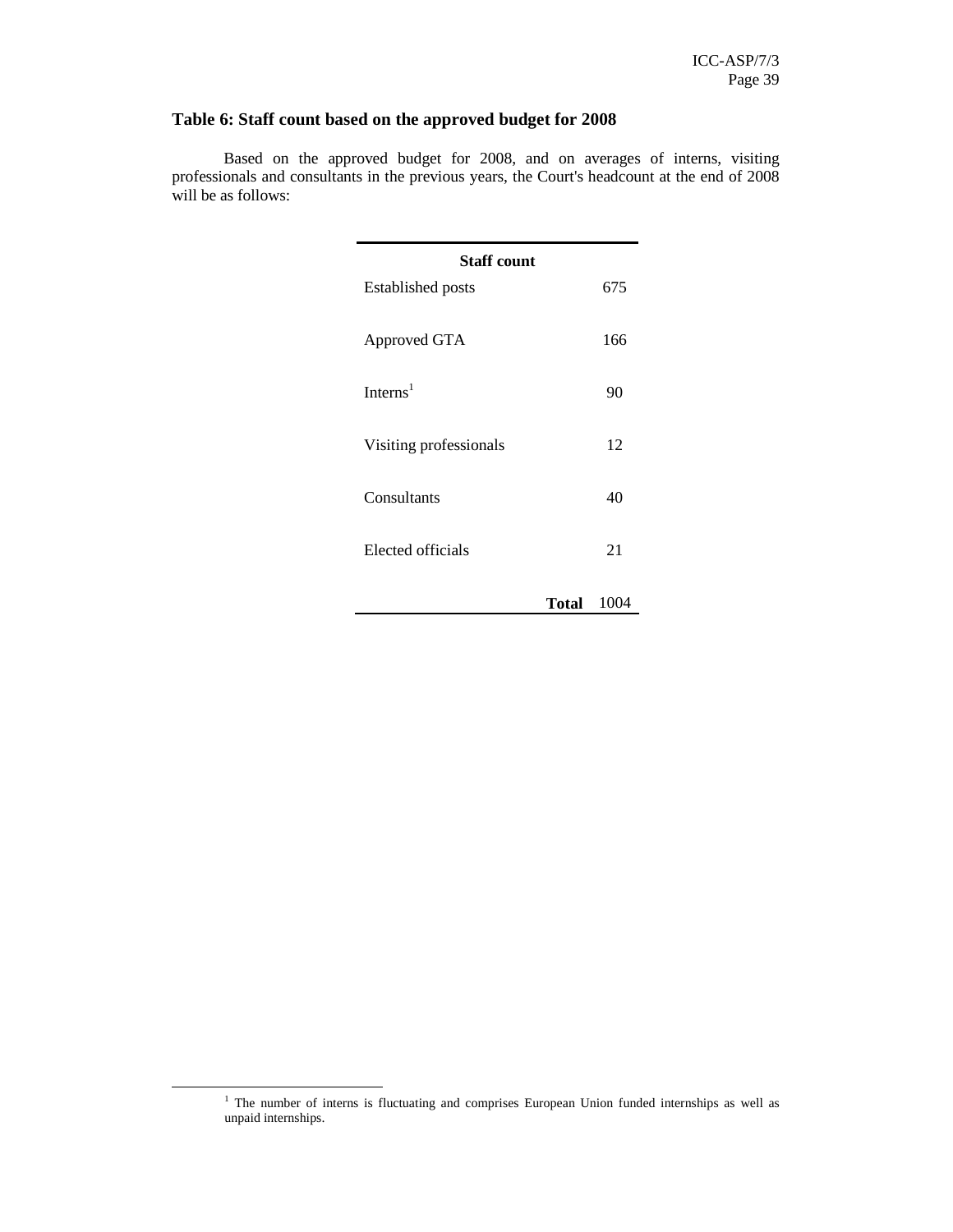### Table 6: Staff count based on the approved budget for 2008

Based on the approved budget for 2008, and on averages of interns, visiting professionals and consultants in the previous years, the Court's headcount at the end of 2008 will be as follows:

| Staff count | |
|---|---|
| Established posts | 675 |
| Approved GTA | 166 |
| Interns[1] | 90 |
| Visiting professionals | 12 |
| Consultants | 40 |
| Elected officials | 21 |
| **Total** | 1004 |

[1] The number of interns is fluctuating and comprises European Union funded internships as well as unpaid internships.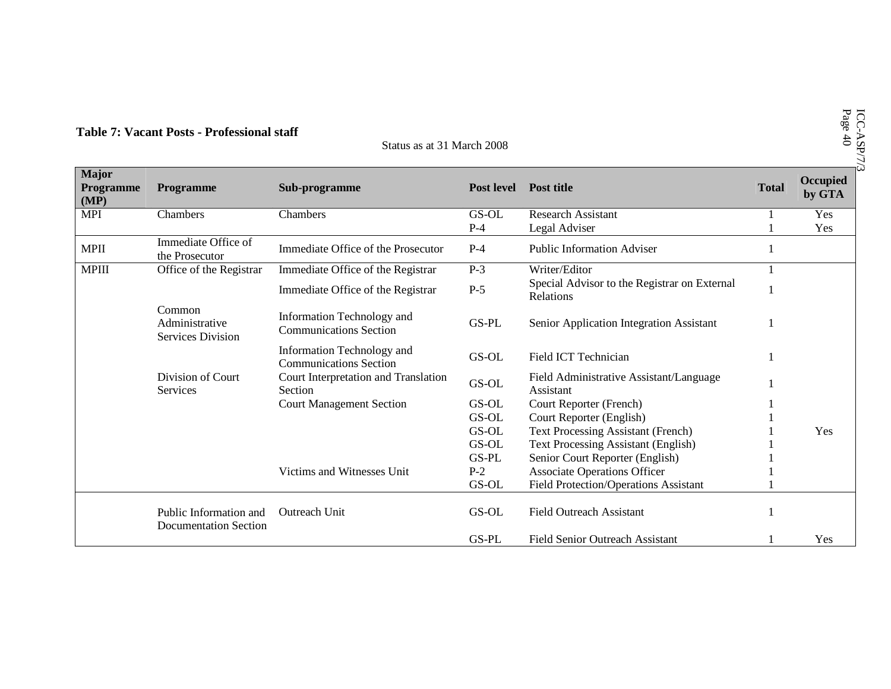**Table 7: Vacant Posts - Professional staff**

Status as at 31 March 2008

| Major Programme (MP) | Programme | Sub-programme | Post level | Post title | Total | Occupied by GTA |
|---|---|---|---|---|---|---|
| MPI | Chambers | Chambers | GS-OL | Research Assistant | 1 | Yes |
| | | | P-4 | Legal Adviser | 1 | Yes |
| MPII | Immediate Office of the Prosecutor | Immediate Office of the Prosecutor | P-4 | Public Information Adviser | 1 | |
| MPIII | Office of the Registrar | Immediate Office of the Registrar | P-3 | Writer/Editor | 1 | |
| | | Immediate Office of the Registrar | P-5 | Special Advisor to the Registrar on External Relations | 1 | |
| | Common Administrative Services Division | Information Technology and Communications Section | GS-PL | Senior Application Integration Assistant | 1 | |
| | | Information Technology and Communications Section | GS-OL | Field ICT Technician | 1 | |
| | Division of Court Services | Court Interpretation and Translation Section | GS-OL | Field Administrative Assistant/Language Assistant | 1 | |
| | | Court Management Section | GS-OL | Court Reporter (French) | 1 | |
| | | | GS-OL | Court Reporter (English) | 1 | |
| | | | GS-OL | Text Processing Assistant (French) | 1 | Yes |
| | | | GS-OL | Text Processing Assistant (English) | 1 | |
| | | | GS-PL | Senior Court Reporter (English) | 1 | |
| | | Victims and Witnesses Unit | P-2 | Associate Operations Officer | 1 | |
| | | | GS-OL | Field Protection/Operations Assistant | 1 | |
| | Public Information and Documentation Section | Outreach Unit | GS-OL | Field Outreach Assistant | 1 | |
| | | | GS-PL | Field Senior Outreach Assistant | 1 | Yes |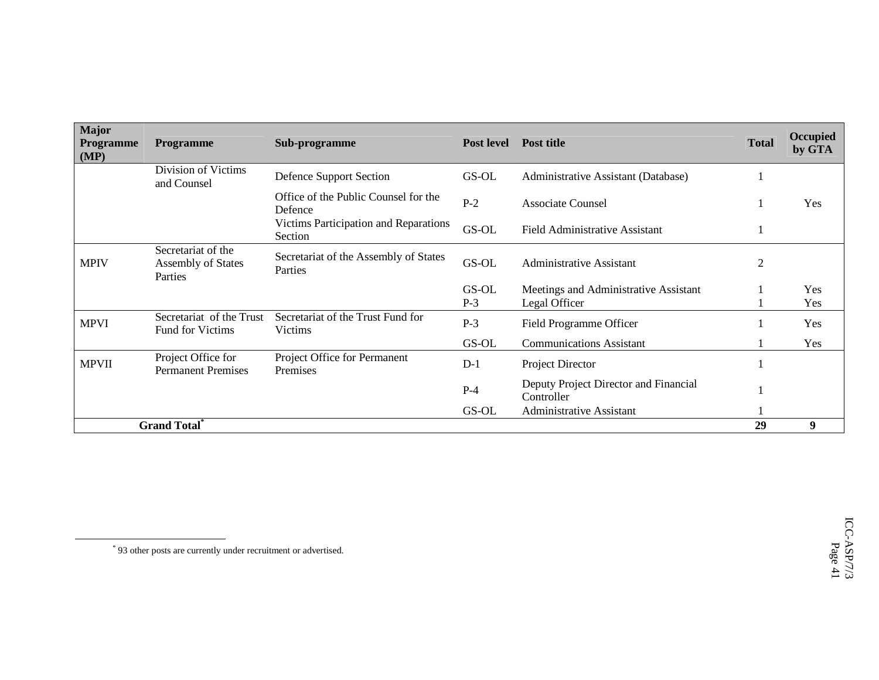| Major Programme (MP) | Programme | Sub-programme | Post level | Post title | Total | Occupied by GTA |
|---|---|---|---|---|---|---|
| | Division of Victims and Counsel | Defence Support Section | GS-OL | Administrative Assistant (Database) | 1 | |
| | | Office of the Public Counsel for the Defence | P-2 | Associate Counsel | 1 | Yes |
| | | Victims Participation and Reparations Section | GS-OL | Field Administrative Assistant | 1 | |
| MPIV | Secretariat of the Assembly of States Parties | Secretariat of the Assembly of States Parties | GS-OL | Administrative Assistant | 2 | |
| | | | GS-OL | Meetings and Administrative Assistant | 1 | Yes |
| | | | P-3 | Legal Officer | 1 | Yes |
| MPVI | Secretariat of the Trust Fund for Victims | Secretariat of the Trust Fund for Victims | P-3 | Field Programme Officer | 1 | Yes |
| | | | GS-OL | Communications Assistant | 1 | Yes |
| MPVII | Project Office for Permanent Premises | Project Office for Permanent Premises | D-1 | Project Director | 1 | |
| | | | P-4 | Deputy Project Director and Financial Controller | 1 | |
| | | | GS-OL | Administrative Assistant | 1 | |
| **Grand Total*** | | | | | **29** | **9** |

\* 93 other posts are currently under recruitment or advertised.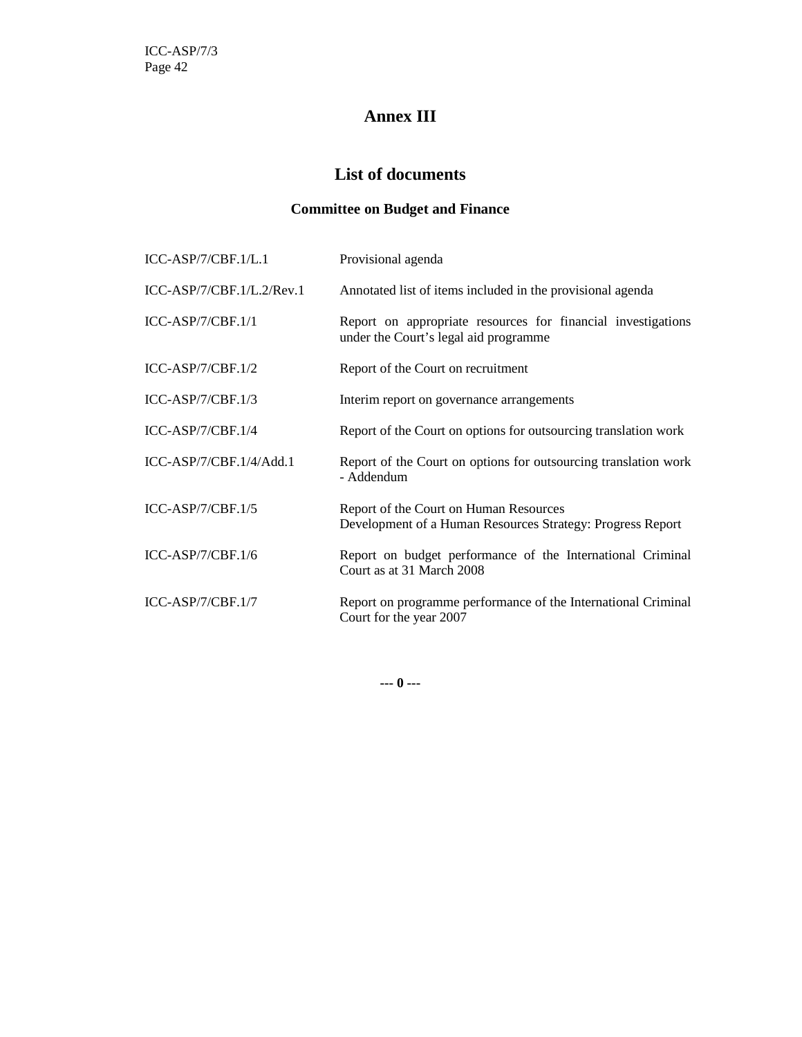# Annex III

## List of documents

### Committee on Budget and Finance

| | |
|---|---|
| ICC-ASP/7/CBF.1/L.1 | Provisional agenda |
| ICC-ASP/7/CBF.1/L.2/Rev.1 | Annotated list of items included in the provisional agenda |
| ICC-ASP/7/CBF.1/1 | Report on appropriate resources for financial investigations under the Court's legal aid programme |
| ICC-ASP/7/CBF.1/2 | Report of the Court on recruitment |
| ICC-ASP/7/CBF.1/3 | Interim report on governance arrangements |
| ICC-ASP/7/CBF.1/4 | Report of the Court on options for outsourcing translation work |
| ICC-ASP/7/CBF.1/4/Add.1 | Report of the Court on options for outsourcing translation work - Addendum |
| ICC-ASP/7/CBF.1/5 | Report of the Court on Human Resources Development of a Human Resources Strategy: Progress Report |
| ICC-ASP/7/CBF.1/6 | Report on budget performance of the International Criminal Court as at 31 March 2008 |
| ICC-ASP/7/CBF.1/7 | Report on programme performance of the International Criminal Court for the year 2007 |

**--- 0 ---**